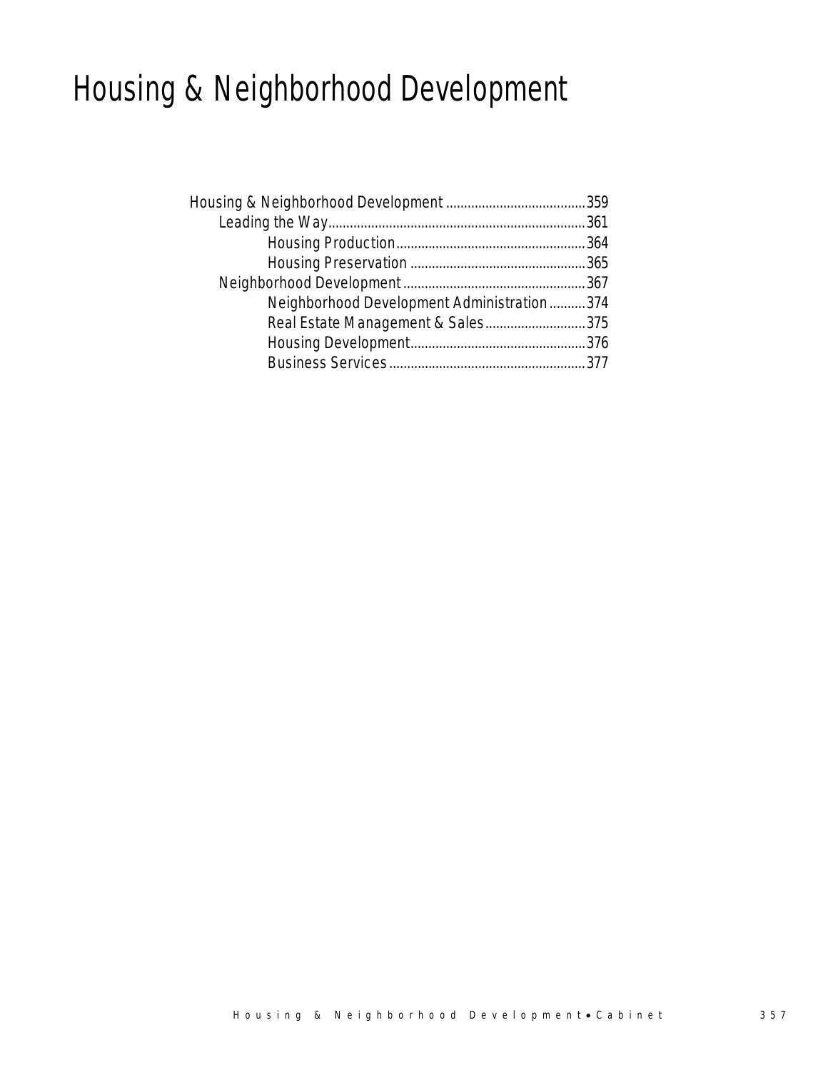# Housing & Neighborhood Development

Housing & Neighborhood Development ....................................... 359
- Leading the Way ....................................................................... 361
  - Housing Production ..................................................... 364
  - Housing Preservation ................................................. 365
- Neighborhood Development ................................................... 367
  - Neighborhood Development Administration .......... 374
  - Real Estate Management & Sales ............................ 375
  - Housing Development ................................................. 376
  - Business Services ....................................................... 377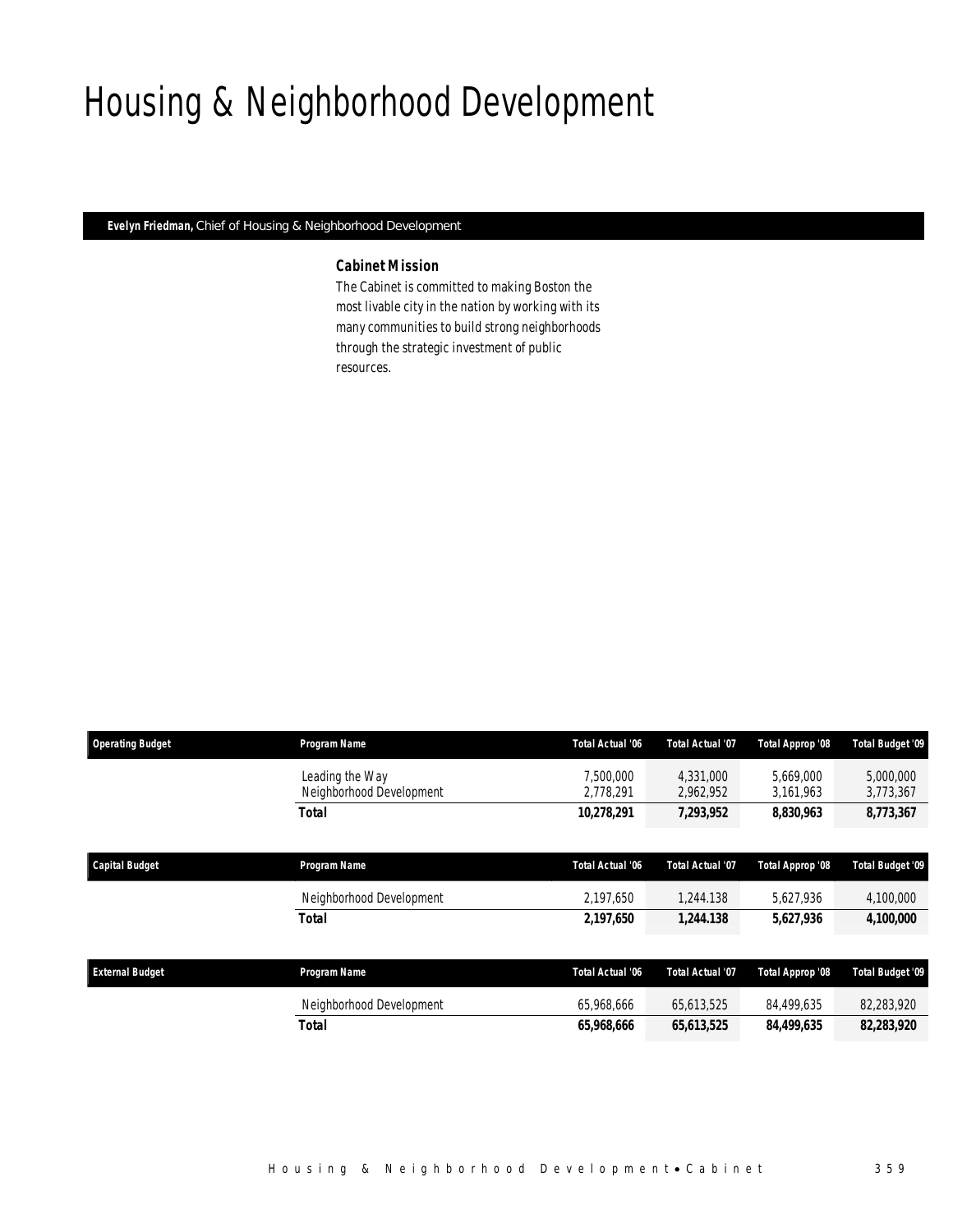# Housing & Neighborhood Development

**Evelyn Friedman,** Chief of Housing & Neighborhood Development

### Cabinet Mission

The Cabinet is committed to making Boston the most livable city in the nation by working with its many communities to build strong neighborhoods through the strategic investment of public resources.

| Operating Budget | Program Name | Total Actual '06 | Total Actual '07 | Total Approp '08 | Total Budget '09 |
|---|---|---|---|---|---|
| | Leading the Way | 7,500,000 | 4,331,000 | 5,669,000 | 5,000,000 |
| | Neighborhood Development | 2,778,291 | 2,962,952 | 3,161,963 | 3,773,367 |
| | **Total** | **10,278,291** | **7,293,952** | **8,830,963** | **8,773,367** |

| Capital Budget | Program Name | Total Actual '06 | Total Actual '07 | Total Approp '08 | Total Budget '09 |
|---|---|---|---|---|---|
| | Neighborhood Development | 2,197,650 | 1,244.138 | 5,627,936 | 4,100,000 |
| | **Total** | **2,197,650** | **1,244.138** | **5,627,936** | **4,100,000** |

| External Budget | Program Name | Total Actual '06 | Total Actual '07 | Total Approp '08 | Total Budget '09 |
|---|---|---|---|---|---|
| | Neighborhood Development | 65,968,666 | 65,613,525 | 84,499,635 | 82,283,920 |
| | **Total** | **65,968,666** | **65,613,525** | **84,499,635** | **82,283,920** |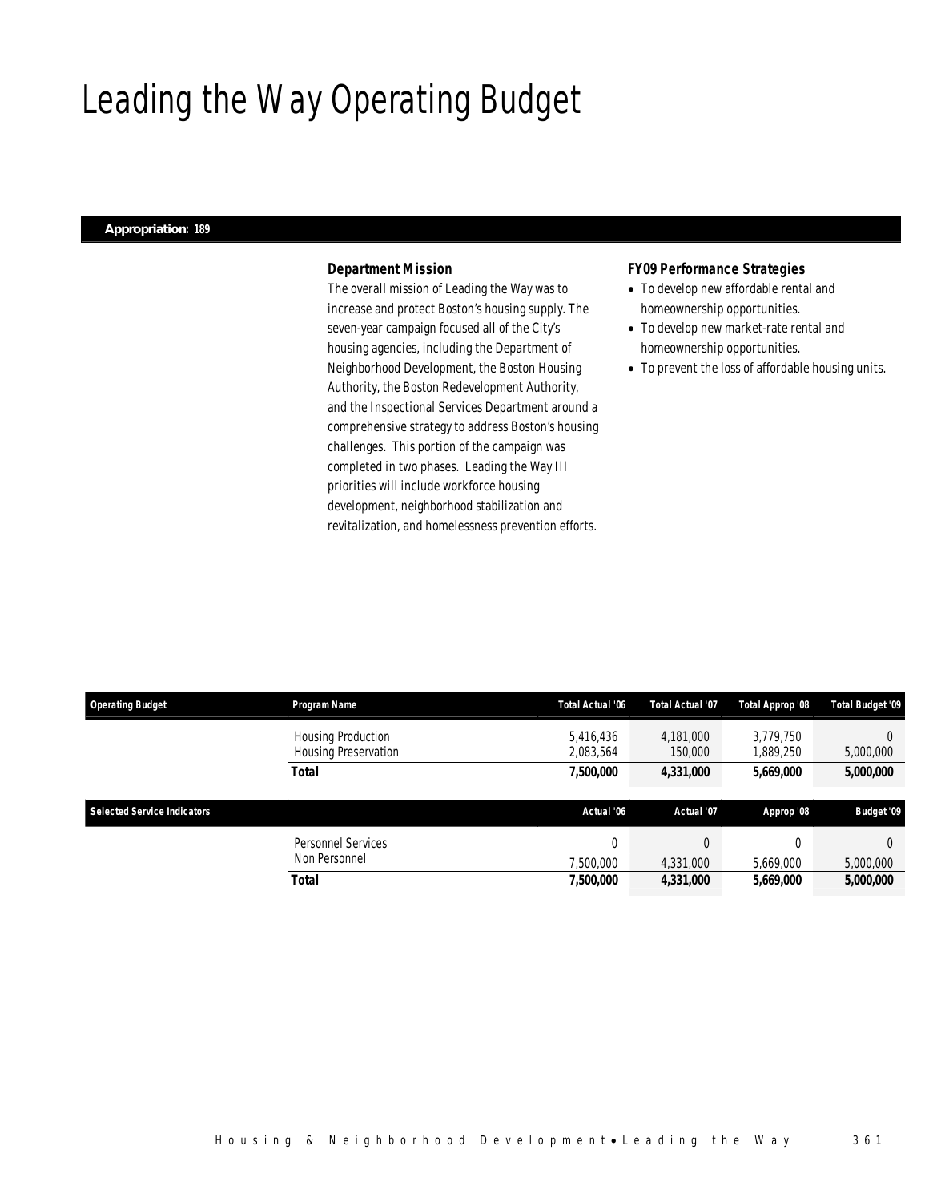# Leading the Way Operating Budget

**Appropriation: 189**

### *Department Mission*

The overall mission of Leading the Way was to increase and protect Boston's housing supply. The seven-year campaign focused all of the City's housing agencies, including the Department of Neighborhood Development, the Boston Housing Authority, the Boston Redevelopment Authority, and the Inspectional Services Department around a comprehensive strategy to address Boston's housing challenges. This portion of the campaign was completed in two phases. Leading the Way III priorities will include workforce housing development, neighborhood stabilization and revitalization, and homelessness prevention efforts.

### *FY09 Performance Strategies*

- To develop new affordable rental and homeownership opportunities.
- To develop new market-rate rental and homeownership opportunities.
- To prevent the loss of affordable housing units.

| Operating Budget | Program Name | Total Actual '06 | Total Actual '07 | Total Approp '08 | Total Budget '09 |
|---|---|---|---|---|---|
| | Housing Production | 5,416,436 | 4,181,000 | 3,779,750 | 0 |
| | Housing Preservation | 2,083,564 | 150,000 | 1,889,250 | 5,000,000 |
| | **Total** | **7,500,000** | **4,331,000** | **5,669,000** | **5,000,000** |

| Selected Service Indicators | | Actual '06 | Actual '07 | Approp '08 | Budget '09 |
|---|---|---|---|---|---|
| | Personnel Services | 0 | 0 | 0 | 0 |
| | Non Personnel | 7,500,000 | 4,331,000 | 5,669,000 | 5,000,000 |
| | **Total** | **7,500,000** | **4,331,000** | **5,669,000** | **5,000,000** |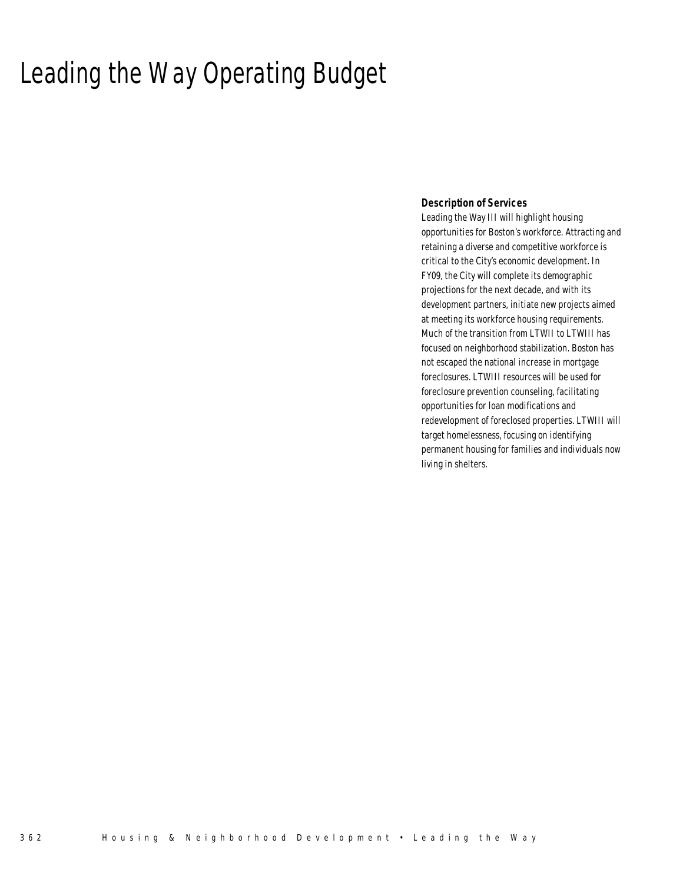# Leading the Way Operating Budget

### Description of Services

Leading the Way III will highlight housing opportunities for Boston's workforce. Attracting and retaining a diverse and competitive workforce is critical to the City's economic development. In FY09, the City will complete its demographic projections for the next decade, and with its development partners, initiate new projects aimed at meeting its workforce housing requirements. Much of the transition from LTWII to LTWIII has focused on neighborhood stabilization. Boston has not escaped the national increase in mortgage foreclosures. LTWIII resources will be used for foreclosure prevention counseling, facilitating opportunities for loan modifications and redevelopment of foreclosed properties. LTWIII will target homelessness, focusing on identifying permanent housing for families and individuals now living in shelters.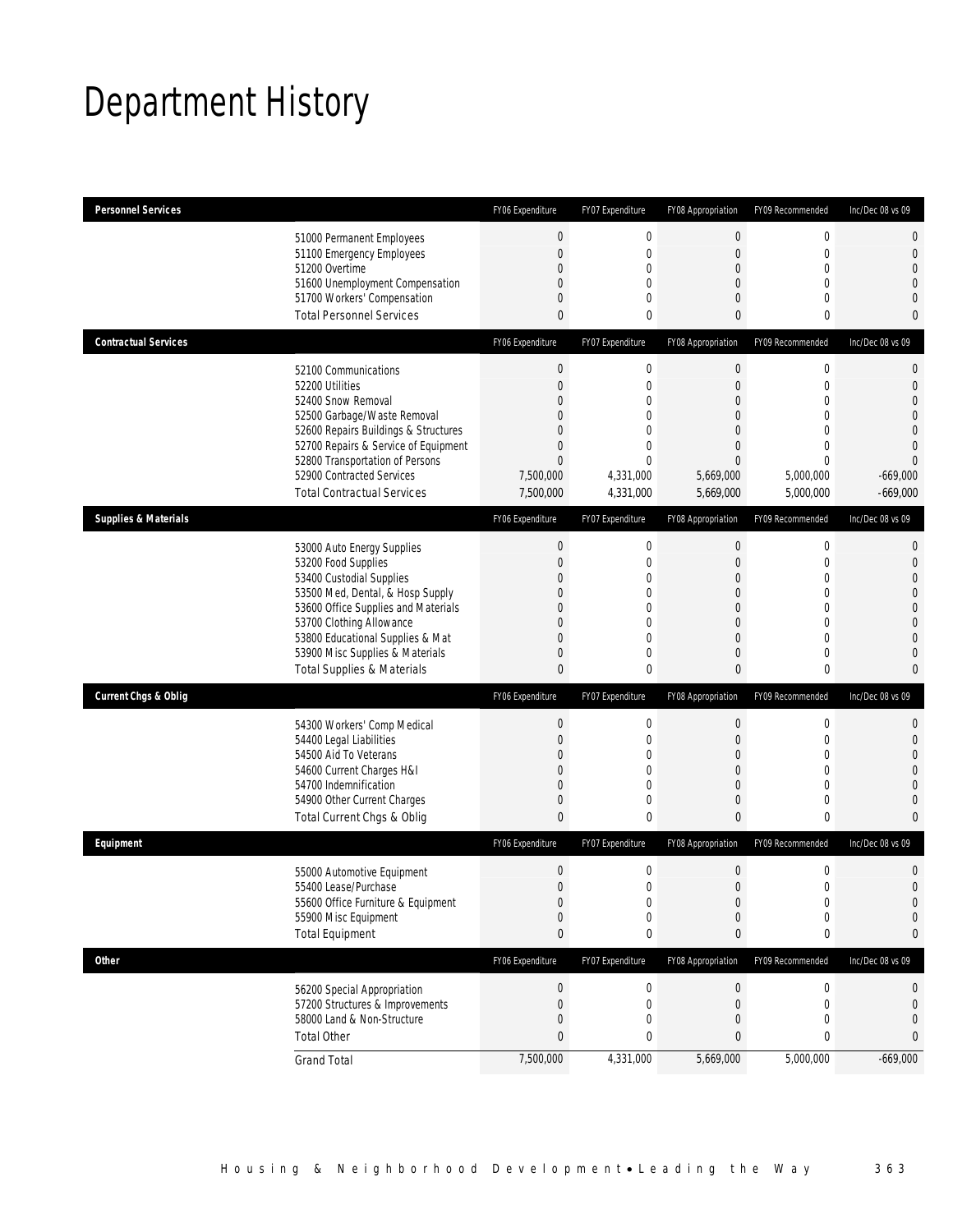# Department History

| Personnel Services | | FY06 Expenditure | FY07 Expenditure | FY08 Appropriation | FY09 Recommended | Inc/Dec 08 vs 09 |
|---|---|---|---|---|---|---|
| | 51000 Permanent Employees | 0 | 0 | 0 | 0 | 0 |
| | 51100 Emergency Employees | 0 | 0 | 0 | 0 | 0 |
| | 51200 Overtime | 0 | 0 | 0 | 0 | 0 |
| | 51600 Unemployment Compensation | 0 | 0 | 0 | 0 | 0 |
| | 51700 Workers' Compensation | 0 | 0 | 0 | 0 | 0 |
| | Total Personnel Services | 0 | 0 | 0 | 0 | 0 |

| Contractual Services | | FY06 Expenditure | FY07 Expenditure | FY08 Appropriation | FY09 Recommended | Inc/Dec 08 vs 09 |
|---|---|---|---|---|---|---|
| | 52100 Communications | 0 | 0 | 0 | 0 | 0 |
| | 52200 Utilities | 0 | 0 | 0 | 0 | 0 |
| | 52400 Snow Removal | 0 | 0 | 0 | 0 | 0 |
| | 52500 Garbage/Waste Removal | 0 | 0 | 0 | 0 | 0 |
| | 52600 Repairs Buildings & Structures | 0 | 0 | 0 | 0 | 0 |
| | 52700 Repairs & Service of Equipment | 0 | 0 | 0 | 0 | 0 |
| | 52800 Transportation of Persons | 0 | 0 | 0 | 0 | 0 |
| | 52900 Contracted Services | 7,500,000 | 4,331,000 | 5,669,000 | 5,000,000 | -669,000 |
| | Total Contractual Services | 7,500,000 | 4,331,000 | 5,669,000 | 5,000,000 | -669,000 |

| Supplies & Materials | | FY06 Expenditure | FY07 Expenditure | FY08 Appropriation | FY09 Recommended | Inc/Dec 08 vs 09 |
|---|---|---|---|---|---|---|
| | 53000 Auto Energy Supplies | 0 | 0 | 0 | 0 | 0 |
| | 53200 Food Supplies | 0 | 0 | 0 | 0 | 0 |
| | 53400 Custodial Supplies | 0 | 0 | 0 | 0 | 0 |
| | 53500 Med, Dental, & Hosp Supply | 0 | 0 | 0 | 0 | 0 |
| | 53600 Office Supplies and Materials | 0 | 0 | 0 | 0 | 0 |
| | 53700 Clothing Allowance | 0 | 0 | 0 | 0 | 0 |
| | 53800 Educational Supplies & Mat | 0 | 0 | 0 | 0 | 0 |
| | 53900 Misc Supplies & Materials | 0 | 0 | 0 | 0 | 0 |
| | Total Supplies & Materials | 0 | 0 | 0 | 0 | 0 |

| Current Chgs & Oblig | | FY06 Expenditure | FY07 Expenditure | FY08 Appropriation | FY09 Recommended | Inc/Dec 08 vs 09 |
|---|---|---|---|---|---|---|
| | 54300 Workers' Comp Medical | 0 | 0 | 0 | 0 | 0 |
| | 54400 Legal Liabilities | 0 | 0 | 0 | 0 | 0 |
| | 54500 Aid To Veterans | 0 | 0 | 0 | 0 | 0 |
| | 54600 Current Charges H&I | 0 | 0 | 0 | 0 | 0 |
| | 54700 Indemnification | 0 | 0 | 0 | 0 | 0 |
| | 54900 Other Current Charges | 0 | 0 | 0 | 0 | 0 |
| | Total Current Chgs & Oblig | 0 | 0 | 0 | 0 | 0 |

| Equipment | | FY06 Expenditure | FY07 Expenditure | FY08 Appropriation | FY09 Recommended | Inc/Dec 08 vs 09 |
|---|---|---|---|---|---|---|
| | 55000 Automotive Equipment | 0 | 0 | 0 | 0 | 0 |
| | 55400 Lease/Purchase | 0 | 0 | 0 | 0 | 0 |
| | 55600 Office Furniture & Equipment | 0 | 0 | 0 | 0 | 0 |
| | 55900 Misc Equipment | 0 | 0 | 0 | 0 | 0 |
| | Total Equipment | 0 | 0 | 0 | 0 | 0 |

| Other | | FY06 Expenditure | FY07 Expenditure | FY08 Appropriation | FY09 Recommended | Inc/Dec 08 vs 09 |
|---|---|---|---|---|---|---|
| | 56200 Special Appropriation | 0 | 0 | 0 | 0 | 0 |
| | 57200 Structures & Improvements | 0 | 0 | 0 | 0 | 0 |
| | 58000 Land & Non-Structure | 0 | 0 | 0 | 0 | 0 |
| | Total Other | 0 | 0 | 0 | 0 | 0 |
| | Grand Total | 7,500,000 | 4,331,000 | 5,669,000 | 5,000,000 | -669,000 |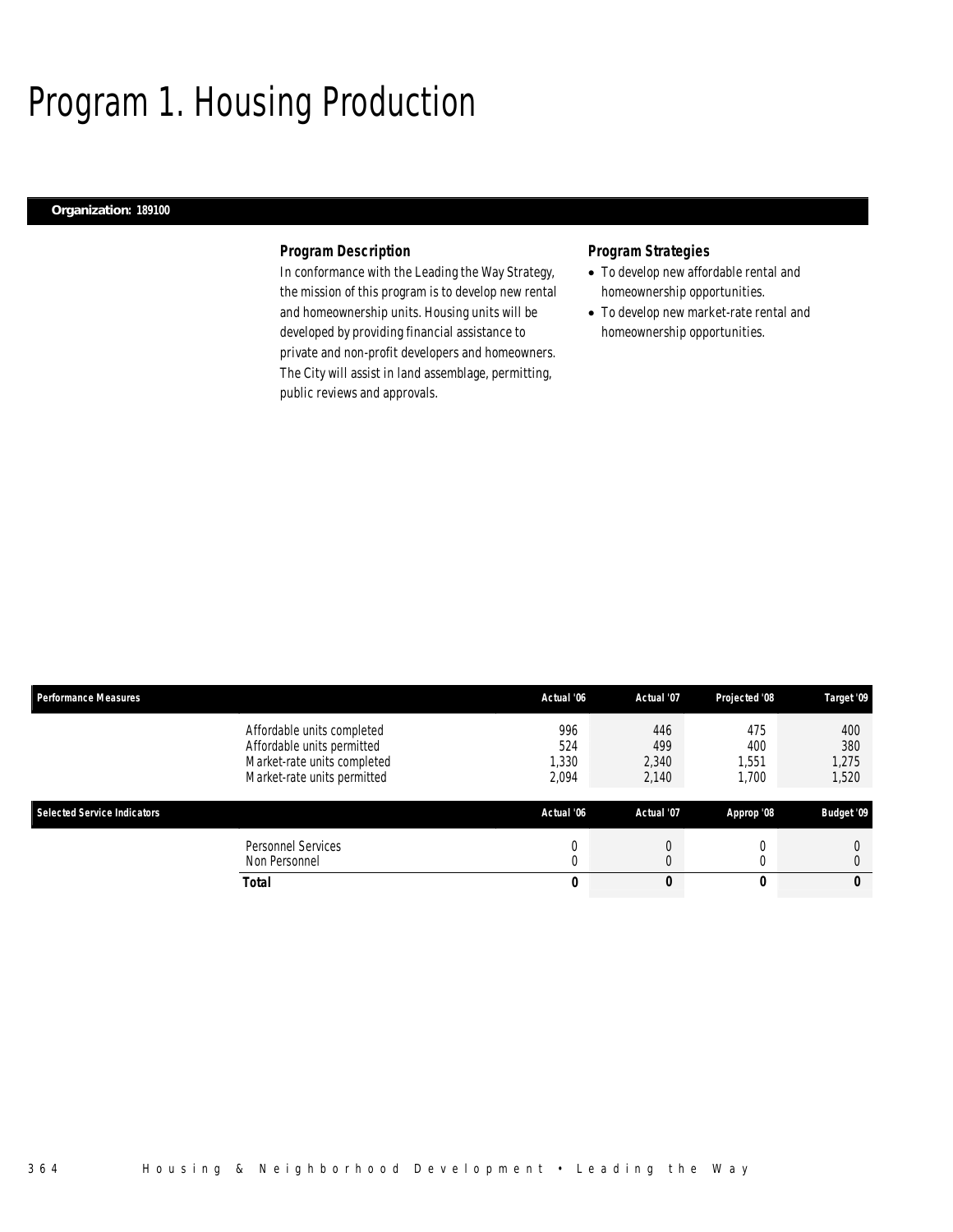# Program 1. Housing Production

**Organization: 189100**

### *Program Description*

In conformance with the Leading the Way Strategy, the mission of this program is to develop new rental and homeownership units. Housing units will be developed by providing financial assistance to private and non-profit developers and homeowners. The City will assist in land assemblage, permitting, public reviews and approvals.

### *Program Strategies*

- To develop new affordable rental and homeownership opportunities.
- To develop new market-rate rental and homeownership opportunities.

| Performance Measures | | Actual '06 | Actual '07 | Projected '08 | Target '09 |
|---|---|---|---|---|---|
| | Affordable units completed | 996 | 446 | 475 | 400 |
| | Affordable units permitted | 524 | 499 | 400 | 380 |
| | Market-rate units completed | 1,330 | 2,340 | 1,551 | 1,275 |
| | Market-rate units permitted | 2,094 | 2,140 | 1,700 | 1,520 |

| Selected Service Indicators | | Actual '06 | Actual '07 | Approp '08 | Budget '09 |
|---|---|---|---|---|---|
| | Personnel Services | 0 | 0 | 0 | 0 |
| | Non Personnel | 0 | 0 | 0 | 0 |
| | **Total** | **0** | **0** | **0** | **0** |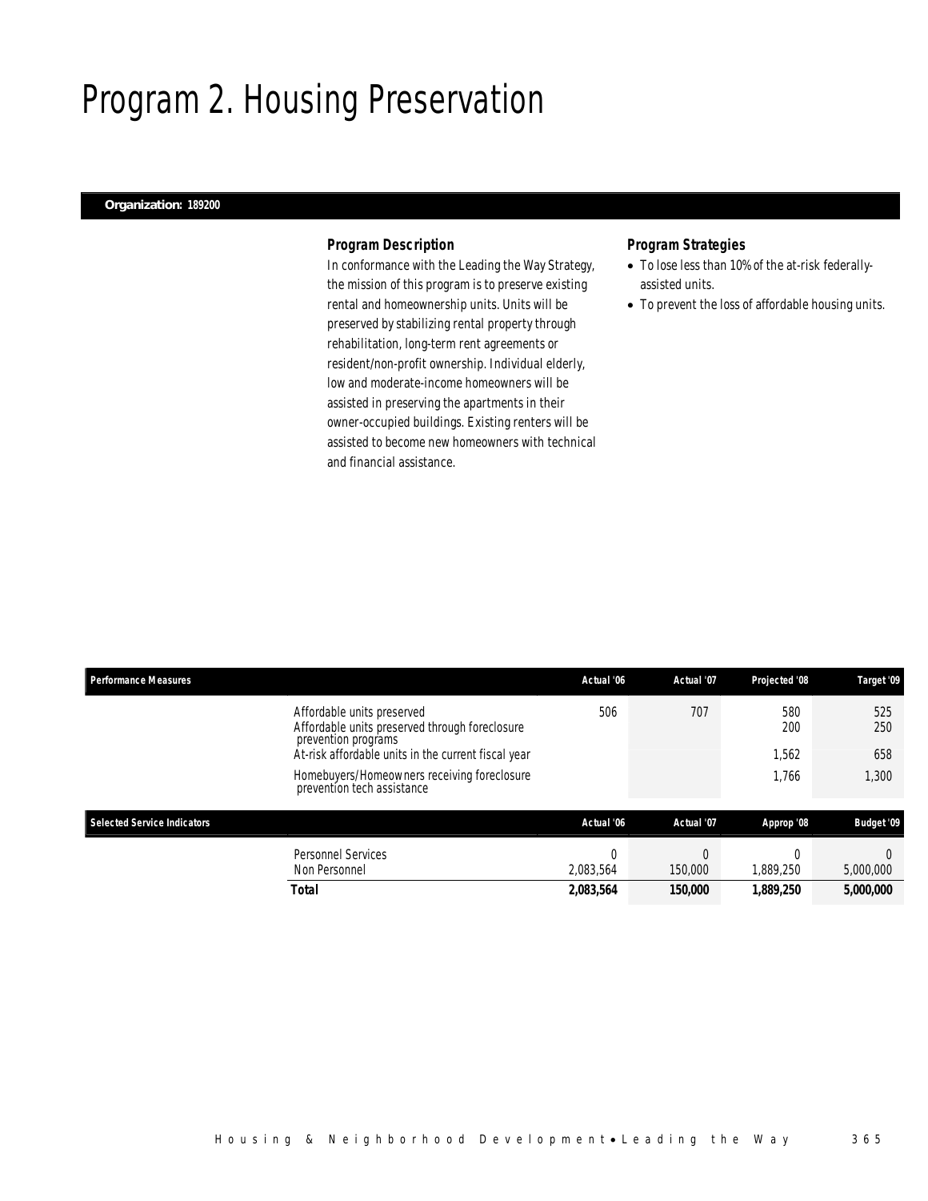# Program 2. Housing Preservation

**Organization: 189200**

### *Program Description*

In conformance with the Leading the Way Strategy, the mission of this program is to preserve existing rental and homeownership units. Units will be preserved by stabilizing rental property through rehabilitation, long-term rent agreements or resident/non-profit ownership. Individual elderly, low and moderate-income homeowners will be assisted in preserving the apartments in their owner-occupied buildings. Existing renters will be assisted to become new homeowners with technical and financial assistance.

### *Program Strategies*

- To lose less than 10% of the at-risk federally-assisted units.
- To prevent the loss of affordable housing units.

| Performance Measures | Actual '06 | Actual '07 | Projected '08 | Target '09 |
|---|---|---|---|---|
| Affordable units preserved | 506 | 707 | 580 | 525 |
| Affordable units preserved through foreclosure prevention programs | | | 200 | 250 |
| At-risk affordable units in the current fiscal year | | | 1,562 | 658 |
| Homebuyers/Homeowners receiving foreclosure prevention tech assistance | | | 1,766 | 1,300 |

| Selected Service Indicators | Actual '06 | Actual '07 | Approp '08 | Budget '09 |
|---|---|---|---|---|
| Personnel Services | 0 | 0 | 0 | 0 |
| Non Personnel | 2,083,564 | 150,000 | 1,889,250 | 5,000,000 |
| **Total** | **2,083,564** | **150,000** | **1,889,250** | **5,000,000** |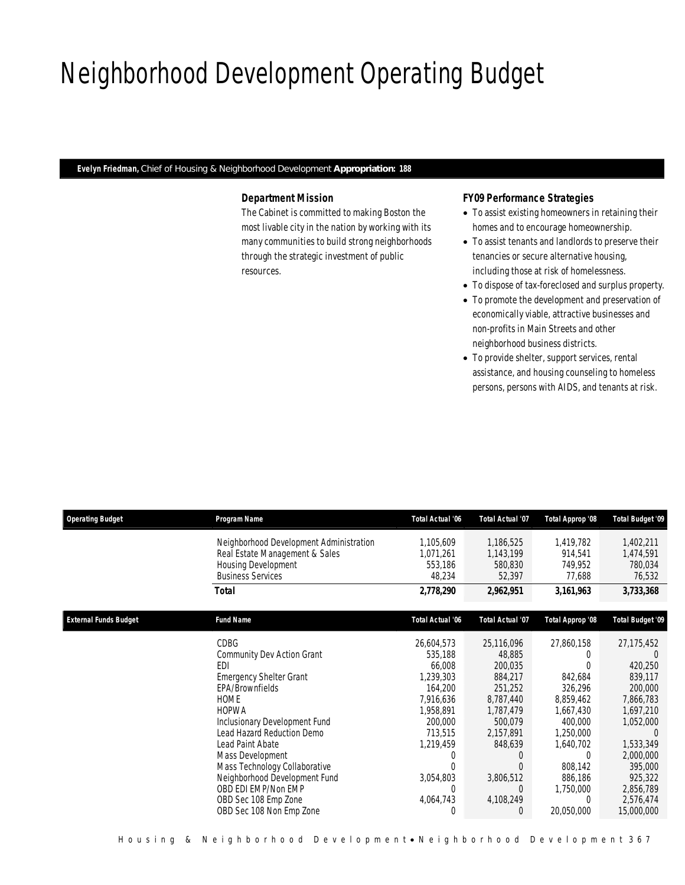# Neighborhood Development Operating Budget

**Evelyn Friedman,** Chief of Housing & Neighborhood Development **Appropriation: 188**

### Department Mission

The Cabinet is committed to making Boston the most livable city in the nation by working with its many communities to build strong neighborhoods through the strategic investment of public resources.

### FY09 Performance Strategies

- To assist existing homeowners in retaining their homes and to encourage homeownership.
- To assist tenants and landlords to preserve their tenancies or secure alternative housing, including those at risk of homelessness.
- To dispose of tax-foreclosed and surplus property.
- To promote the development and preservation of economically viable, attractive businesses and non-profits in Main Streets and other neighborhood business districts.
- To provide shelter, support services, rental assistance, and housing counseling to homeless persons, persons with AIDS, and tenants at risk.

| Operating Budget | Program Name | Total Actual '06 | Total Actual '07 | Total Approp '08 | Total Budget '09 |
|---|---|---|---|---|---|
| | Neighborhood Development Administration | 1,105,609 | 1,186,525 | 1,419,782 | 1,402,211 |
| | Real Estate Management & Sales | 1,071,261 | 1,143,199 | 914,541 | 1,474,591 |
| | Housing Development | 553,186 | 580,830 | 749,952 | 780,034 |
| | Business Services | 48,234 | 52,397 | 77,688 | 76,532 |
| | **Total** | **2,778,290** | **2,962,951** | **3,161,963** | **3,733,368** |

| External Funds Budget | Fund Name | Total Actual '06 | Total Actual '07 | Total Approp '08 | Total Budget '09 |
|---|---|---|---|---|---|
| | CDBG | 26,604,573 | 25,116,096 | 27,860,158 | 27,175,452 |
| | Community Dev Action Grant | 535,188 | 48,885 | 0 | 0 |
| | EDI | 66,008 | 200,035 | 0 | 420,250 |
| | Emergency Shelter Grant | 1,239,303 | 884,217 | 842,684 | 839,117 |
| | EPA/Brownfields | 164,200 | 251,252 | 326,296 | 200,000 |
| | HOME | 7,916,636 | 8,787,440 | 8,859,462 | 7,866,783 |
| | HOPWA | 1,958,891 | 1,787,479 | 1,667,430 | 1,697,210 |
| | Inclusionary Development Fund | 200,000 | 500,079 | 400,000 | 1,052,000 |
| | Lead Hazard Reduction Demo | 713,515 | 2,157,891 | 1,250,000 | 0 |
| | Lead Paint Abate | 1,219,459 | 848,639 | 1,640,702 | 1,533,349 |
| | Mass Development | 0 | 0 | 0 | 2,000,000 |
| | Mass Technology Collaborative | 0 | 0 | 808,142 | 395,000 |
| | Neighborhood Development Fund | 3,054,803 | 3,806,512 | 886,186 | 925,322 |
| | OBD EDI EMP/Non EMP | 0 | 0 | 1,750,000 | 2,856,789 |
| | OBD Sec 108 Emp Zone | 4,064,743 | 4,108,249 | 0 | 2,576,474 |
| | OBD Sec 108 Non Emp Zone | 0 | 0 | 20,050,000 | 15,000,000 |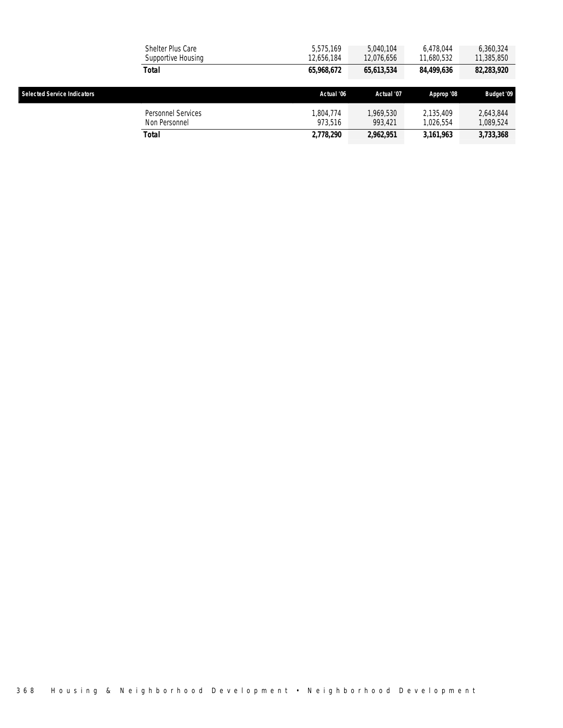| | Actual '06 | Actual '07 | Approp '08 | Budget '09 |
|---|---|---|---|---|
| Shelter Plus Care | 5,575,169 | 5,040,104 | 6,478,044 | 6,360,324 |
| Supportive Housing | 12,656,184 | 12,076,656 | 11,680,532 | 11,385,850 |
| **Total** | **65,968,672** | **65,613,534** | **84,499,636** | **82,283,920** |

| Selected Service Indicators | Actual '06 | Actual '07 | Approp '08 | Budget '09 |
|---|---|---|---|---|
| Personnel Services | 1,804,774 | 1,969,530 | 2,135,409 | 2,643,844 |
| Non Personnel | 973,516 | 993,421 | 1,026,554 | 1,089,524 |
| **Total** | **2,778,290** | **2,962,951** | **3,161,963** | **3,733,368** |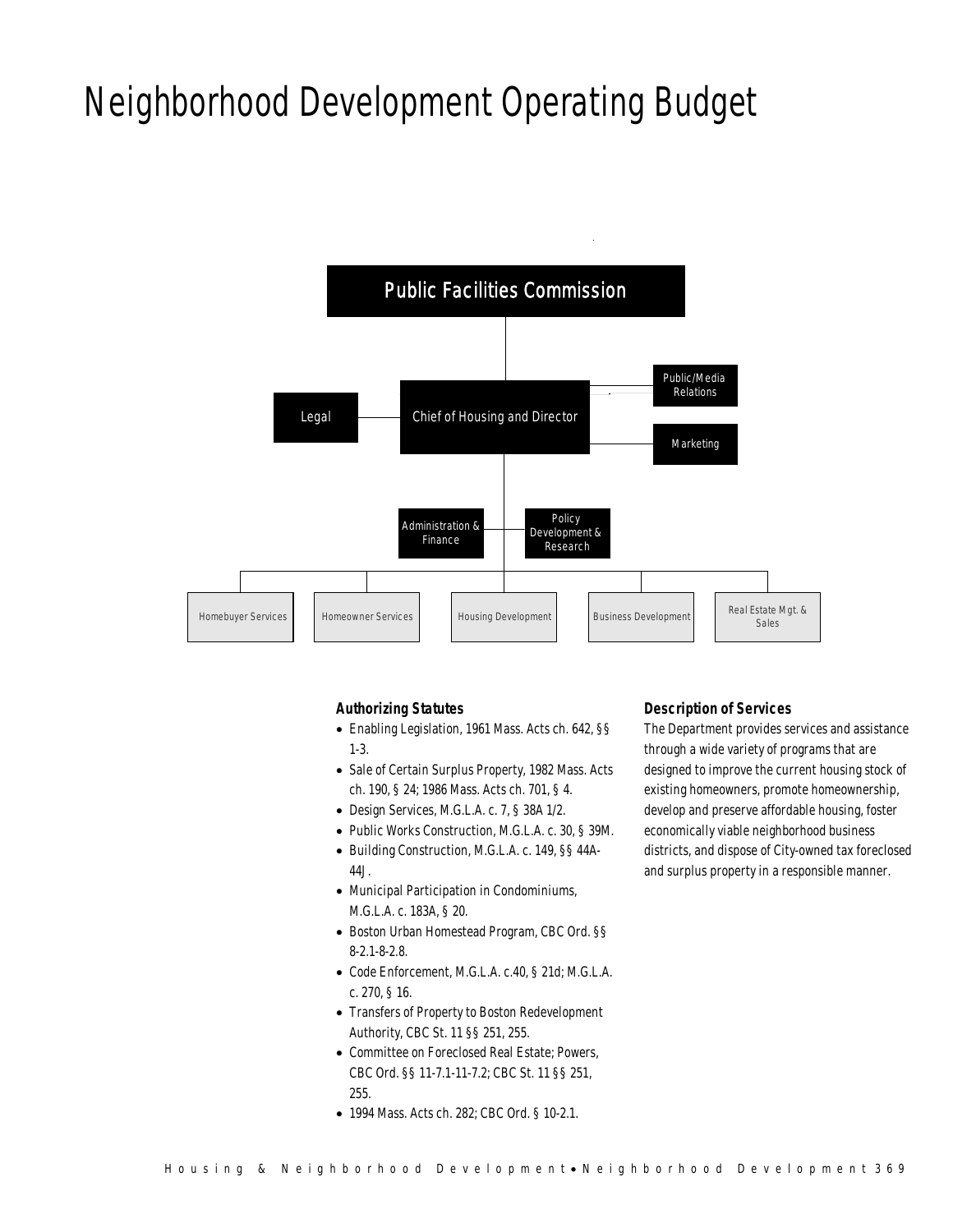# Neighborhood Development Operating Budget

Public Facilities Commission

Chief of Housing and Director

Legal

Public/Media Relations

Marketing

Administration & Finance

Policy Development & Research

Homebuyer Services | Homeowner Services | Housing Development | Business Development | Real Estate Mgt. & Sales

### Authorizing Statutes

- Enabling Legislation, 1961 Mass. Acts ch. 642, §§ 1-3.
- Sale of Certain Surplus Property, 1982 Mass. Acts ch. 190, § 24; 1986 Mass. Acts ch. 701, § 4.
- Design Services, M.G.L.A. c. 7, § 38A 1/2.
- Public Works Construction, M.G.L.A. c. 30, § 39M.
- Building Construction, M.G.L.A. c. 149, §§ 44A-44J.
- Municipal Participation in Condominiums, M.G.L.A. c. 183A, § 20.
- Boston Urban Homestead Program, CBC Ord. §§ 8-2.1-8-2.8.
- Code Enforcement, M.G.L.A. c.40, § 21d; M.G.L.A. c. 270, § 16.
- Transfers of Property to Boston Redevelopment Authority, CBC St. 11 §§ 251, 255.
- Committee on Foreclosed Real Estate; Powers, CBC Ord. §§ 11-7.1-11-7.2; CBC St. 11 §§ 251, 255.
- 1994 Mass. Acts ch. 282; CBC Ord. § 10-2.1.

### Description of Services

The Department provides services and assistance through a wide variety of programs that are designed to improve the current housing stock of existing homeowners, promote homeownership, develop and preserve affordable housing, foster economically viable neighborhood business districts, and dispose of City-owned tax foreclosed and surplus property in a responsible manner.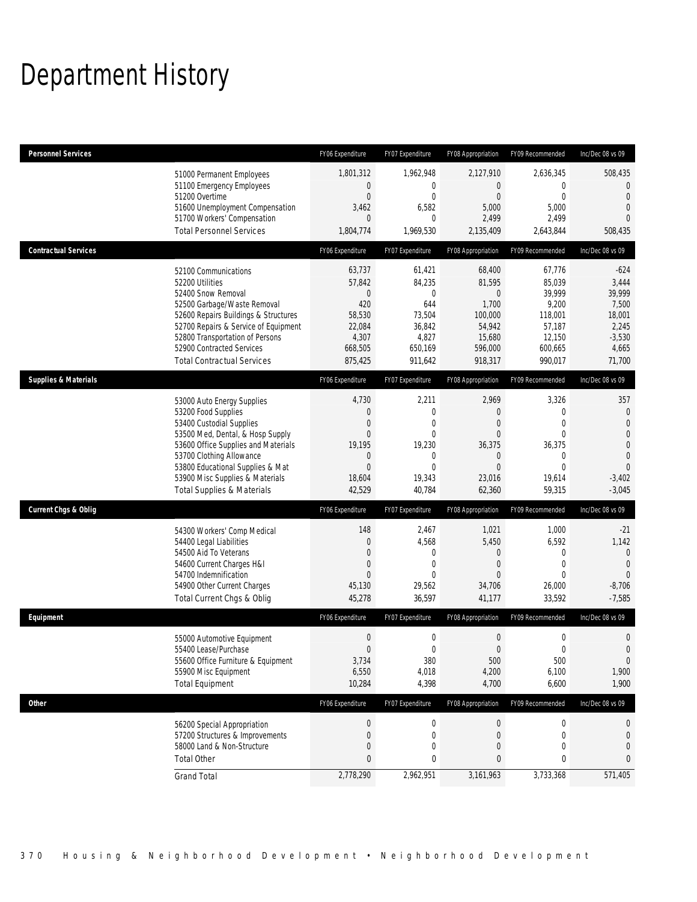# Department History

| Personnel Services | FY06 Expenditure | FY07 Expenditure | FY08 Appropriation | FY09 Recommended | Inc/Dec 08 vs 09 |
|---|---|---|---|---|---|
| 51000 Permanent Employees | 1,801,312 | 1,962,948 | 2,127,910 | 2,636,345 | 508,435 |
| 51100 Emergency Employees | 0 | 0 | 0 | 0 | 0 |
| 51200 Overtime | 0 | 0 | 0 | 0 | 0 |
| 51600 Unemployment Compensation | 3,462 | 6,582 | 5,000 | 5,000 | 0 |
| 51700 Workers' Compensation | 0 | 0 | 2,499 | 2,499 | 0 |
| Total Personnel Services | 1,804,774 | 1,969,530 | 2,135,409 | 2,643,844 | 508,435 |

| Contractual Services | FY06 Expenditure | FY07 Expenditure | FY08 Appropriation | FY09 Recommended | Inc/Dec 08 vs 09 |
|---|---|---|---|---|---|
| 52100 Communications | 63,737 | 61,421 | 68,400 | 67,776 | -624 |
| 52200 Utilities | 57,842 | 84,235 | 81,595 | 85,039 | 3,444 |
| 52400 Snow Removal | 0 | 0 | 0 | 39,999 | 39,999 |
| 52500 Garbage/Waste Removal | 420 | 644 | 1,700 | 9,200 | 7,500 |
| 52600 Repairs Buildings & Structures | 58,530 | 73,504 | 100,000 | 118,001 | 18,001 |
| 52700 Repairs & Service of Equipment | 22,084 | 36,842 | 54,942 | 57,187 | 2,245 |
| 52800 Transportation of Persons | 4,307 | 4,827 | 15,680 | 12,150 | -3,530 |
| 52900 Contracted Services | 668,505 | 650,169 | 596,000 | 600,665 | 4,665 |
| Total Contractual Services | 875,425 | 911,642 | 918,317 | 990,017 | 71,700 |

| Supplies & Materials | FY06 Expenditure | FY07 Expenditure | FY08 Appropriation | FY09 Recommended | Inc/Dec 08 vs 09 |
|---|---|---|---|---|---|
| 53000 Auto Energy Supplies | 4,730 | 2,211 | 2,969 | 3,326 | 357 |
| 53200 Food Supplies | 0 | 0 | 0 | 0 | 0 |
| 53400 Custodial Supplies | 0 | 0 | 0 | 0 | 0 |
| 53500 Med, Dental, & Hosp Supply | 0 | 0 | 0 | 0 | 0 |
| 53600 Office Supplies and Materials | 19,195 | 19,230 | 36,375 | 36,375 | 0 |
| 53700 Clothing Allowance | 0 | 0 | 0 | 0 | 0 |
| 53800 Educational Supplies & Mat | 0 | 0 | 0 | 0 | 0 |
| 53900 Misc Supplies & Materials | 18,604 | 19,343 | 23,016 | 19,614 | -3,402 |
| Total Supplies & Materials | 42,529 | 40,784 | 62,360 | 59,315 | -3,045 |

| Current Chgs & Oblig | FY06 Expenditure | FY07 Expenditure | FY08 Appropriation | FY09 Recommended | Inc/Dec 08 vs 09 |
|---|---|---|---|---|---|
| 54300 Workers' Comp Medical | 148 | 2,467 | 1,021 | 1,000 | -21 |
| 54400 Legal Liabilities | 0 | 4,568 | 5,450 | 6,592 | 1,142 |
| 54500 Aid To Veterans | 0 | 0 | 0 | 0 | 0 |
| 54600 Current Charges H&I | 0 | 0 | 0 | 0 | 0 |
| 54700 Indemnification | 0 | 0 | 0 | 0 | 0 |
| 54900 Other Current Charges | 45,130 | 29,562 | 34,706 | 26,000 | -8,706 |
| Total Current Chgs & Oblig | 45,278 | 36,597 | 41,177 | 33,592 | -7,585 |

| Equipment | FY06 Expenditure | FY07 Expenditure | FY08 Appropriation | FY09 Recommended | Inc/Dec 08 vs 09 |
|---|---|---|---|---|---|
| 55000 Automotive Equipment | 0 | 0 | 0 | 0 | 0 |
| 55400 Lease/Purchase | 0 | 0 | 0 | 0 | 0 |
| 55600 Office Furniture & Equipment | 3,734 | 380 | 500 | 500 | 0 |
| 55900 Misc Equipment | 6,550 | 4,018 | 4,200 | 6,100 | 1,900 |
| Total Equipment | 10,284 | 4,398 | 4,700 | 6,600 | 1,900 |

| Other | FY06 Expenditure | FY07 Expenditure | FY08 Appropriation | FY09 Recommended | Inc/Dec 08 vs 09 |
|---|---|---|---|---|---|
| 56200 Special Appropriation | 0 | 0 | 0 | 0 | 0 |
| 57200 Structures & Improvements | 0 | 0 | 0 | 0 | 0 |
| 58000 Land & Non-Structure | 0 | 0 | 0 | 0 | 0 |
| Total Other | 0 | 0 | 0 | 0 | 0 |
| Grand Total | 2,778,290 | 2,962,951 | 3,161,963 | 3,733,368 | 571,405 |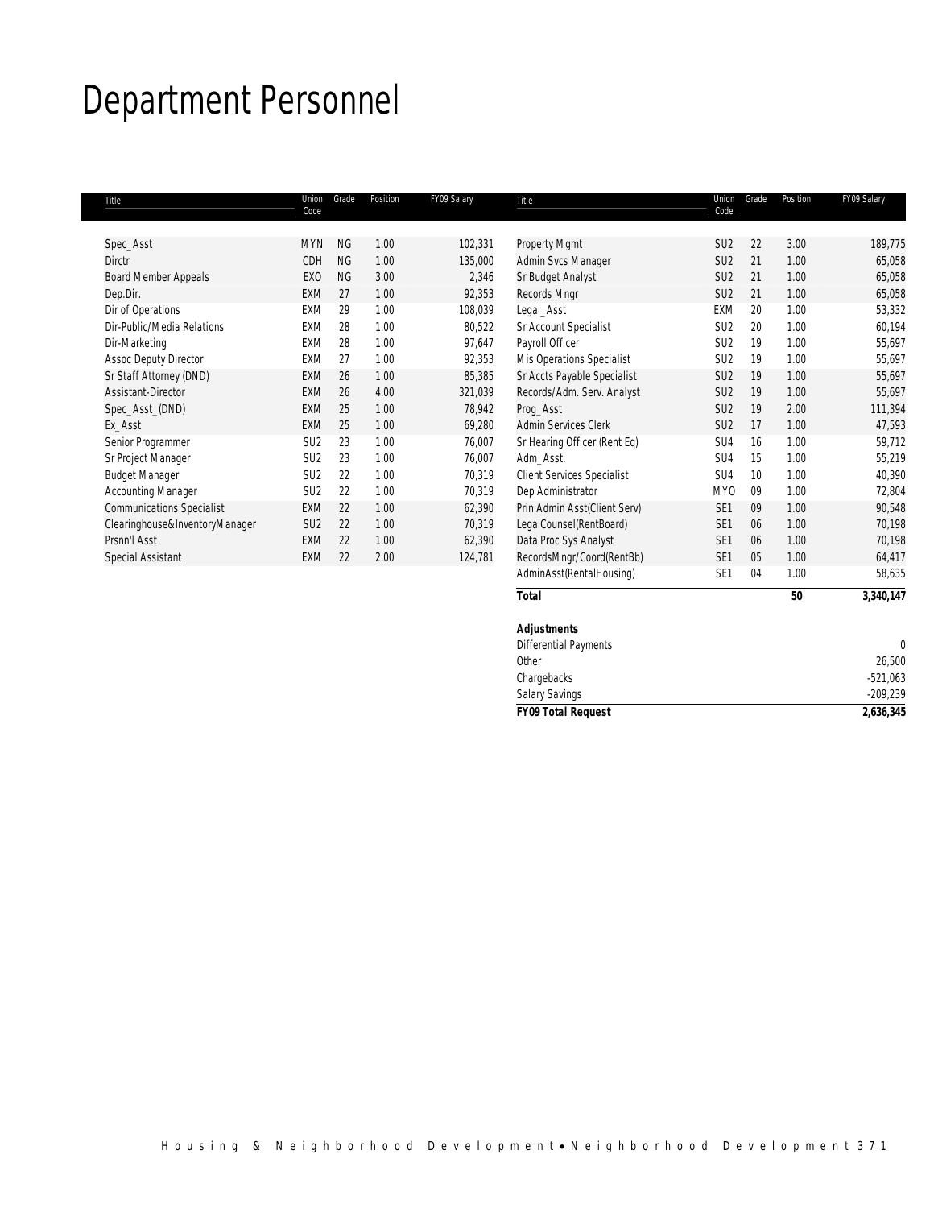# Department Personnel

| Title | Union Code | Grade | Position | FY09 Salary | Title | Union Code | Grade | Position | FY09 Salary |
|---|---|---|---|---|---|---|---|---|---|
| Spec_Asst | MYN | NG | 1.00 | 102,331 | Property Mgmt | SU2 | 22 | 3.00 | 189,775 |
| Dirctr | CDH | NG | 1.00 | 135,000 | Admin Svcs Manager | SU2 | 21 | 1.00 | 65,058 |
| Board Member Appeals | EXO | NG | 3.00 | 2,346 | Sr Budget Analyst | SU2 | 21 | 1.00 | 65,058 |
| Dep.Dir. | EXM | 27 | 1.00 | 92,353 | Records Mngr | SU2 | 21 | 1.00 | 65,058 |
| Dir of Operations | EXM | 29 | 1.00 | 108,039 | Legal_Asst | EXM | 20 | 1.00 | 53,332 |
| Dir-Public/Media Relations | EXM | 28 | 1.00 | 80,522 | Sr Account Specialist | SU2 | 20 | 1.00 | 60,194 |
| Dir-Marketing | EXM | 28 | 1.00 | 97,647 | Payroll Officer | SU2 | 19 | 1.00 | 55,697 |
| Assoc Deputy Director | EXM | 27 | 1.00 | 92,353 | Mis Operations Specialist | SU2 | 19 | 1.00 | 55,697 |
| Sr Staff Attorney (DND) | EXM | 26 | 1.00 | 85,385 | Sr Accts Payable Specialist | SU2 | 19 | 1.00 | 55,697 |
| Assistant-Director | EXM | 26 | 4.00 | 321,039 | Records/Adm. Serv. Analyst | SU2 | 19 | 1.00 | 55,697 |
| Spec_Asst_(DND) | EXM | 25 | 1.00 | 78,942 | Prog_Asst | SU2 | 19 | 2.00 | 111,394 |
| Ex_Asst | EXM | 25 | 1.00 | 69,280 | Admin Services Clerk | SU2 | 17 | 1.00 | 47,593 |
| Senior Programmer | SU2 | 23 | 1.00 | 76,007 | Sr Hearing Officer (Rent Eq) | SU4 | 16 | 1.00 | 59,712 |
| Sr Project Manager | SU2 | 23 | 1.00 | 76,007 | Adm_Asst. | SU4 | 15 | 1.00 | 55,219 |
| Budget Manager | SU2 | 22 | 1.00 | 70,319 | Client Services Specialist | SU4 | 10 | 1.00 | 40,390 |
| Accounting Manager | SU2 | 22 | 1.00 | 70,319 | Dep Administrator | MYO | 09 | 1.00 | 72,804 |
| Communications Specialist | EXM | 22 | 1.00 | 62,390 | Prin Admin Asst(Client Serv) | SE1 | 09 | 1.00 | 90,548 |
| Clearinghouse&InventoryManager | SU2 | 22 | 1.00 | 70,319 | LegalCounsel(RentBoard) | SE1 | 06 | 1.00 | 70,198 |
| Prsnn'l Asst | EXM | 22 | 1.00 | 62,390 | Data Proc Sys Analyst | SE1 | 06 | 1.00 | 70,198 |
| Special Assistant | EXM | 22 | 2.00 | 124,781 | RecordsMngr/Coord(RentBb) | SE1 | 05 | 1.00 | 64,417 |
| | | | | | AdminAsst(RentalHousing) | SE1 | 04 | 1.00 | 58,635 |
| | | | | | **Total** | | | **50** | **3,340,147** |

| **Adjustments** | |
|---|---|
| Differential Payments | 0 |
| Other | 26,500 |
| Chargebacks | -521,063 |
| Salary Savings | -209,239 |
| **FY09 Total Request** | **2,636,345** |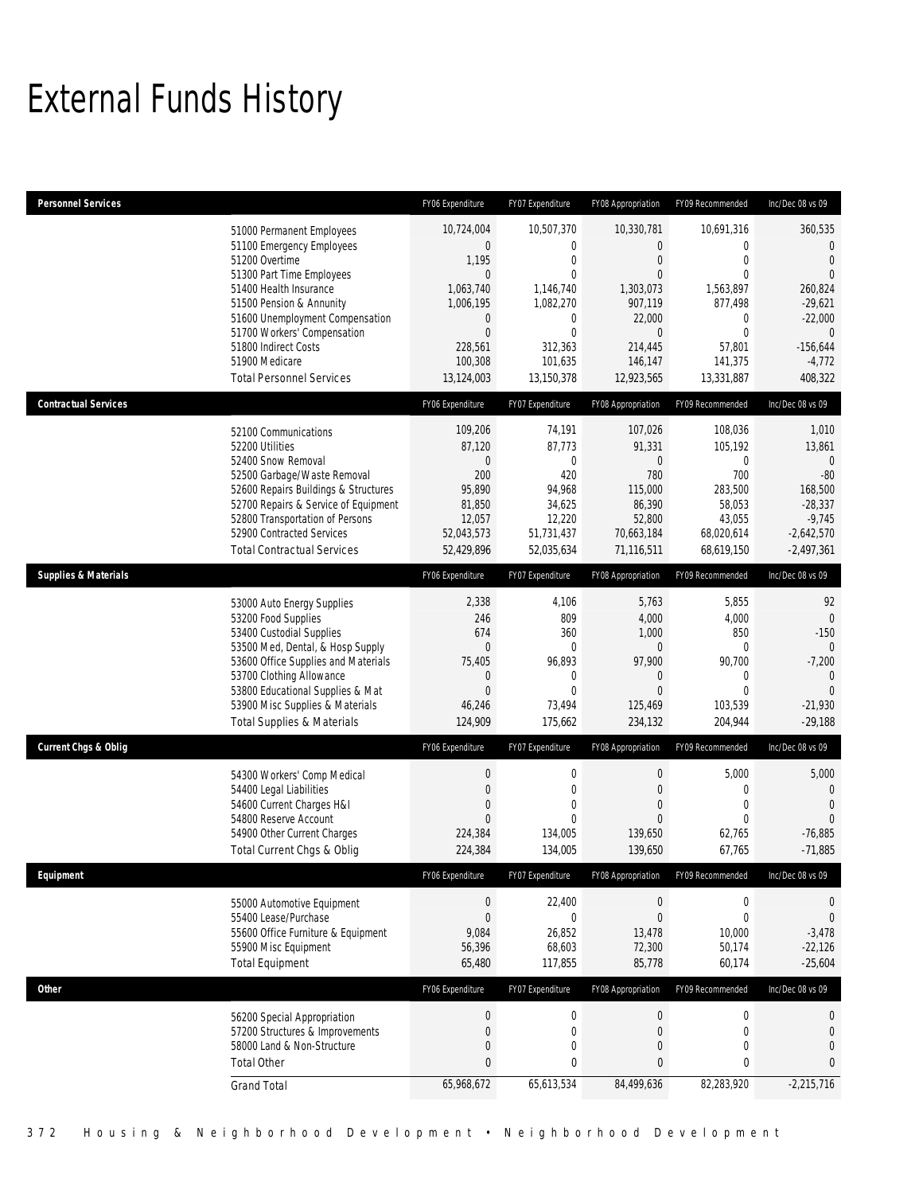# External Funds History

| Personnel Services | FY06 Expenditure | FY07 Expenditure | FY08 Appropriation | FY09 Recommended | Inc/Dec 08 vs 09 |
|---|---|---|---|---|---|
| 51000 Permanent Employees | 10,724,004 | 10,507,370 | 10,330,781 | 10,691,316 | 360,535 |
| 51100 Emergency Employees | 0 | 0 | 0 | 0 | 0 |
| 51200 Overtime | 1,195 | 0 | 0 | 0 | 0 |
| 51300 Part Time Employees | 0 | 0 | 0 | 0 | 0 |
| 51400 Health Insurance | 1,063,740 | 1,146,740 | 1,303,073 | 1,563,897 | 260,824 |
| 51500 Pension & Annunity | 1,006,195 | 1,082,270 | 907,119 | 877,498 | -29,621 |
| 51600 Unemployment Compensation | 0 | 0 | 22,000 | 0 | -22,000 |
| 51700 Workers' Compensation | 0 | 0 | 0 | 0 | 0 |
| 51800 Indirect Costs | 228,561 | 312,363 | 214,445 | 57,801 | -156,644 |
| 51900 Medicare | 100,308 | 101,635 | 146,147 | 141,375 | -4,772 |
| Total Personnel Services | 13,124,003 | 13,150,378 | 12,923,565 | 13,331,887 | 408,322 |

| Contractual Services | FY06 Expenditure | FY07 Expenditure | FY08 Appropriation | FY09 Recommended | Inc/Dec 08 vs 09 |
|---|---|---|---|---|---|
| 52100 Communications | 109,206 | 74,191 | 107,026 | 108,036 | 1,010 |
| 52200 Utilities | 87,120 | 87,773 | 91,331 | 105,192 | 13,861 |
| 52400 Snow Removal | 0 | 0 | 0 | 0 | 0 |
| 52500 Garbage/Waste Removal | 200 | 420 | 780 | 700 | -80 |
| 52600 Repairs Buildings & Structures | 95,890 | 94,968 | 115,000 | 283,500 | 168,500 |
| 52700 Repairs & Service of Equipment | 81,850 | 34,625 | 86,390 | 58,053 | -28,337 |
| 52800 Transportation of Persons | 12,057 | 12,220 | 52,800 | 43,055 | -9,745 |
| 52900 Contracted Services | 52,043,573 | 51,731,437 | 70,663,184 | 68,020,614 | -2,642,570 |
| Total Contractual Services | 52,429,896 | 52,035,634 | 71,116,511 | 68,619,150 | -2,497,361 |

| Supplies & Materials | FY06 Expenditure | FY07 Expenditure | FY08 Appropriation | FY09 Recommended | Inc/Dec 08 vs 09 |
|---|---|---|---|---|---|
| 53000 Auto Energy Supplies | 2,338 | 4,106 | 5,763 | 5,855 | 92 |
| 53200 Food Supplies | 246 | 809 | 4,000 | 4,000 | 0 |
| 53400 Custodial Supplies | 674 | 360 | 1,000 | 850 | -150 |
| 53500 Med, Dental, & Hosp Supply | 0 | 0 | 0 | 0 | 0 |
| 53600 Office Supplies and Materials | 75,405 | 96,893 | 97,900 | 90,700 | -7,200 |
| 53700 Clothing Allowance | 0 | 0 | 0 | 0 | 0 |
| 53800 Educational Supplies & Mat | 0 | 0 | 0 | 0 | 0 |
| 53900 Misc Supplies & Materials | 46,246 | 73,494 | 125,469 | 103,539 | -21,930 |
| Total Supplies & Materials | 124,909 | 175,662 | 234,132 | 204,944 | -29,188 |

| Current Chgs & Oblig | FY06 Expenditure | FY07 Expenditure | FY08 Appropriation | FY09 Recommended | Inc/Dec 08 vs 09 |
|---|---|---|---|---|---|
| 54300 Workers' Comp Medical | 0 | 0 | 0 | 5,000 | 5,000 |
| 54400 Legal Liabilities | 0 | 0 | 0 | 0 | 0 |
| 54600 Current Charges H&I | 0 | 0 | 0 | 0 | 0 |
| 54800 Reserve Account | 0 | 0 | 0 | 0 | 0 |
| 54900 Other Current Charges | 224,384 | 134,005 | 139,650 | 62,765 | -76,885 |
| Total Current Chgs & Oblig | 224,384 | 134,005 | 139,650 | 67,765 | -71,885 |

| Equipment | FY06 Expenditure | FY07 Expenditure | FY08 Appropriation | FY09 Recommended | Inc/Dec 08 vs 09 |
|---|---|---|---|---|---|
| 55000 Automotive Equipment | 0 | 22,400 | 0 | 0 | 0 |
| 55400 Lease/Purchase | 0 | 0 | 0 | 0 | 0 |
| 55600 Office Furniture & Equipment | 9,084 | 26,852 | 13,478 | 10,000 | -3,478 |
| 55900 Misc Equipment | 56,396 | 68,603 | 72,300 | 50,174 | -22,126 |
| Total Equipment | 65,480 | 117,855 | 85,778 | 60,174 | -25,604 |

| Other | FY06 Expenditure | FY07 Expenditure | FY08 Appropriation | FY09 Recommended | Inc/Dec 08 vs 09 |
|---|---|---|---|---|---|
| 56200 Special Appropriation | 0 | 0 | 0 | 0 | 0 |
| 57200 Structures & Improvements | 0 | 0 | 0 | 0 | 0 |
| 58000 Land & Non-Structure | 0 | 0 | 0 | 0 | 0 |
| Total Other | 0 | 0 | 0 | 0 | 0 |
| Grand Total | 65,968,672 | 65,613,534 | 84,499,636 | 82,283,920 | -2,215,716 |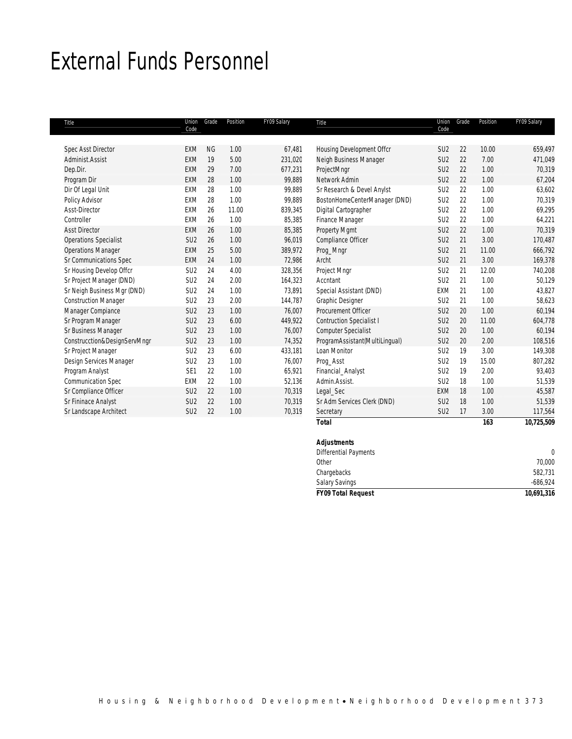# External Funds Personnel

| Title | Union Code | Grade | Position | FY09 Salary |
|---|---|---|---|---|
| Spec Asst Director | EXM | NG | 1.00 | 67,481 |
| Administ.Assist | EXM | 19 | 5.00 | 231,020 |
| Dep.Dir. | EXM | 29 | 7.00 | 677,231 |
| Program Dir | EXM | 28 | 1.00 | 99,889 |
| Dir Of Legal Unit | EXM | 28 | 1.00 | 99,889 |
| Policy Advisor | EXM | 28 | 1.00 | 99,889 |
| Asst-Director | EXM | 26 | 11.00 | 839,345 |
| Controller | EXM | 26 | 1.00 | 85,385 |
| Asst Director | EXM | 26 | 1.00 | 85,385 |
| Operations Specialist | SU2 | 26 | 1.00 | 96,019 |
| Operations Manager | EXM | 25 | 5.00 | 389,972 |
| Sr Communications Spec | EXM | 24 | 1.00 | 72,986 |
| Sr Housing Develop Offcr | SU2 | 24 | 4.00 | 328,356 |
| Sr Project Manager (DND) | SU2 | 24 | 2.00 | 164,323 |
| Sr Neigh Business Mgr (DND) | SU2 | 24 | 1.00 | 73,891 |
| Construction Manager | SU2 | 23 | 2.00 | 144,787 |
| Manager Compiance | SU2 | 23 | 1.00 | 76,007 |
| Sr Program Manager | SU2 | 23 | 6.00 | 449,922 |
| Sr Business Manager | SU2 | 23 | 1.00 | 76,007 |
| Construcction&DesignServMngr | SU2 | 23 | 1.00 | 74,352 |
| Sr Project Manager | SU2 | 23 | 6.00 | 433,181 |
| Design Services Manager | SU2 | 23 | 1.00 | 76,007 |
| Program Analyst | SE1 | 22 | 1.00 | 65,921 |
| Communication Spec | EXM | 22 | 1.00 | 52,136 |
| Sr Compliance Officer | SU2 | 22 | 1.00 | 70,319 |
| Sr Fininace Analyst | SU2 | 22 | 1.00 | 70,319 |
| Sr Landscape Architect | SU2 | 22 | 1.00 | 70,319 |
| Housing Development Offcr | SU2 | 22 | 10.00 | 659,497 |
| Neigh Business Manager | SU2 | 22 | 7.00 | 471,049 |
| ProjectMngr | SU2 | 22 | 1.00 | 70,319 |
| Network Admin | SU2 | 22 | 1.00 | 67,204 |
| Sr Research & Devel Anylst | SU2 | 22 | 1.00 | 63,602 |
| BostonHomeCenterManager (DND) | SU2 | 22 | 1.00 | 70,319 |
| Digital Cartographer | SU2 | 22 | 1.00 | 69,295 |
| Finance Manager | SU2 | 22 | 1.00 | 64,221 |
| Property Mgmt | SU2 | 22 | 1.00 | 70,319 |
| Compliance Officer | SU2 | 21 | 3.00 | 170,487 |
| Prog_Mngr | SU2 | 21 | 11.00 | 666,792 |
| Archt | SU2 | 21 | 3.00 | 169,378 |
| Project Mngr | SU2 | 21 | 12.00 | 740,208 |
| Accntant | SU2 | 21 | 1.00 | 50,129 |
| Special Assistant (DND) | EXM | 21 | 1.00 | 43,827 |
| Graphic Designer | SU2 | 21 | 1.00 | 58,623 |
| Procurement Officer | SU2 | 20 | 1.00 | 60,194 |
| Contruction Specialist I | SU2 | 20 | 11.00 | 604,778 |
| Computer Specialist | SU2 | 20 | 1.00 | 60,194 |
| ProgramAssistant(MultiLingual) | SU2 | 20 | 2.00 | 108,516 |
| Loan Monitor | SU2 | 19 | 3.00 | 149,308 |
| Prog_Asst | SU2 | 19 | 15.00 | 807,282 |
| Financial_Analyst | SU2 | 19 | 2.00 | 93,403 |
| Admin.Assist. | SU2 | 18 | 1.00 | 51,539 |
| Legal_Sec | EXM | 18 | 1.00 | 45,587 |
| Sr Adm Services Clerk (DND) | SU2 | 18 | 1.00 | 51,539 |
| Secretary | SU2 | 17 | 3.00 | 117,564 |
| **Total** | | | **163** | **10,725,509** |

| **Adjustments** | |
|---|---|
| Differential Payments | 0 |
| Other | 70,000 |
| Chargebacks | 582,731 |
| Salary Savings | -686,924 |
| **FY09 Total Request** | **10,691,316** |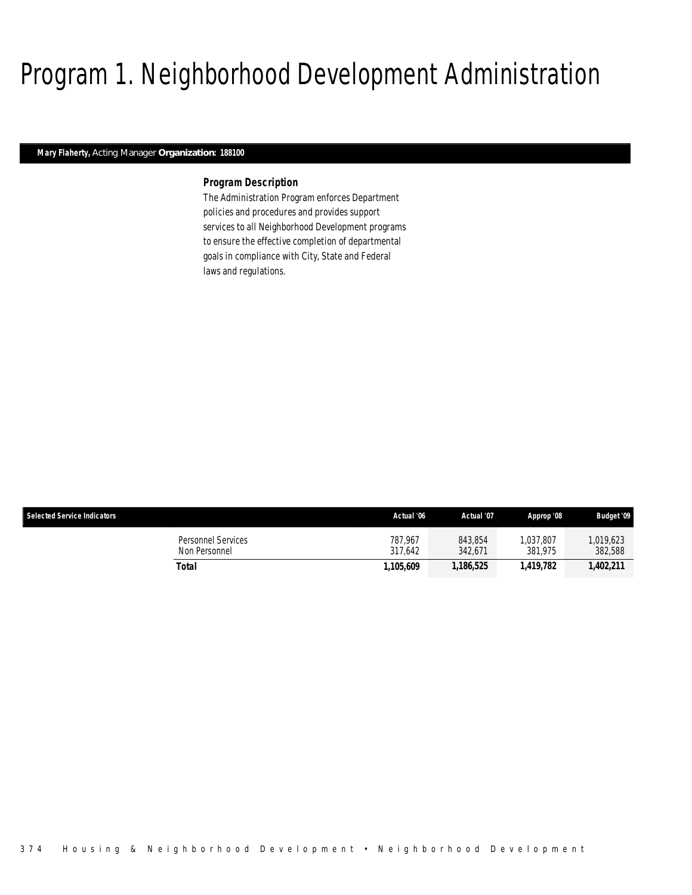# Program 1. Neighborhood Development Administration

**Mary Flaherty,** Acting Manager **Organization: 188100**

### Program Description

The Administration Program enforces Department policies and procedures and provides support services to all Neighborhood Development programs to ensure the effective completion of departmental goals in compliance with City, State and Federal laws and regulations.

| Selected Service Indicators | Actual '06 | Actual '07 | Approp '08 | Budget '09 |
|---|---|---|---|---|
| Personnel Services | 787,967 | 843,854 | 1,037,807 | 1,019,623 |
| Non Personnel | 317,642 | 342,671 | 381,975 | 382,588 |
| **Total** | **1,105,609** | **1,186,525** | **1,419,782** | **1,402,211** |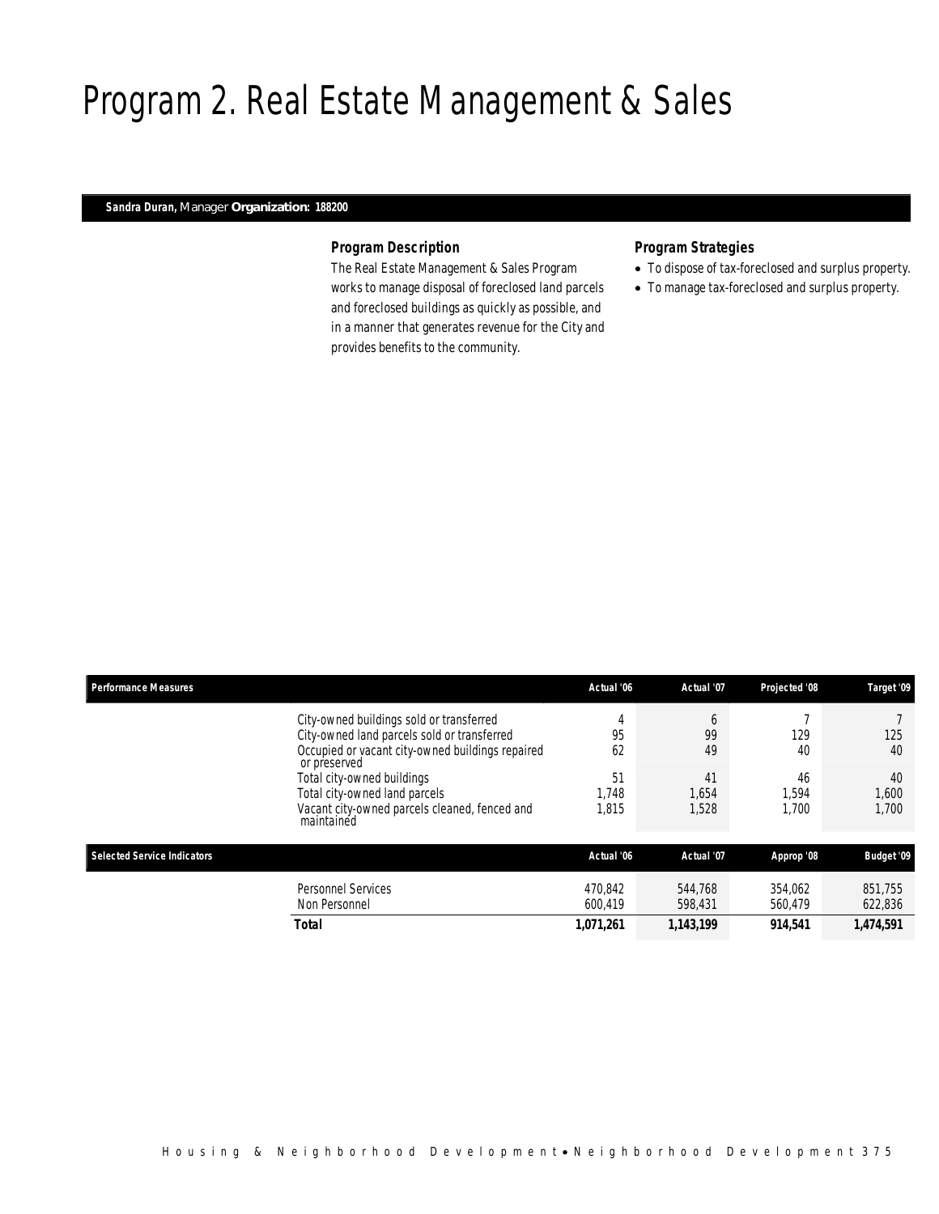# Program 2. Real Estate Management & Sales

**Sandra Duran,** Manager **Organization: 188200**

### Program Description

The Real Estate Management & Sales Program works to manage disposal of foreclosed land parcels and foreclosed buildings as quickly as possible, and in a manner that generates revenue for the City and provides benefits to the community.

### Program Strategies

- To dispose of tax-foreclosed and surplus property.
- To manage tax-foreclosed and surplus property.

| Performance Measures | Actual '06 | Actual '07 | Projected '08 | Target '09 |
|---|---|---|---|---|
| City-owned buildings sold or transferred | 4 | 6 | 7 | 7 |
| City-owned land parcels sold or transferred | 95 | 99 | 129 | 125 |
| Occupied or vacant city-owned buildings repaired or preserved | 62 | 49 | 40 | 40 |
| Total city-owned buildings | 51 | 41 | 46 | 40 |
| Total city-owned land parcels | 1,748 | 1,654 | 1,594 | 1,600 |
| Vacant city-owned parcels cleaned, fenced and maintained | 1,815 | 1,528 | 1,700 | 1,700 |

| Selected Service Indicators | Actual '06 | Actual '07 | Approp '08 | Budget '09 |
|---|---|---|---|---|
| Personnel Services | 470,842 | 544,768 | 354,062 | 851,755 |
| Non Personnel | 600,419 | 598,431 | 560,479 | 622,836 |
| **Total** | **1,071,261** | **1,143,199** | **914,541** | **1,474,591** |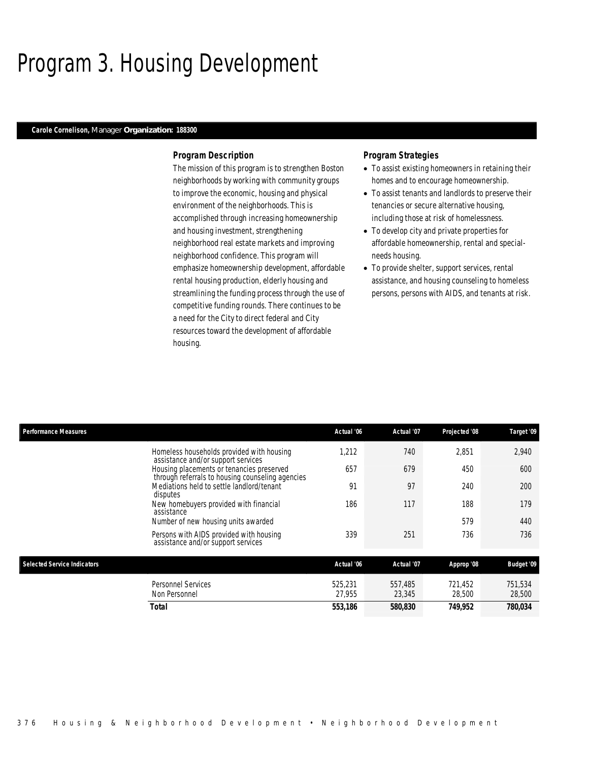# Program 3. Housing Development

**Carole Cornelison,** Manager **Organization: 188300**

### Program Description

The mission of this program is to strengthen Boston neighborhoods by working with community groups to improve the economic, housing and physical environment of the neighborhoods. This is accomplished through increasing homeownership and housing investment, strengthening neighborhood real estate markets and improving neighborhood confidence. This program will emphasize homeownership development, affordable rental housing production, elderly housing and streamlining the funding process through the use of competitive funding rounds. There continues to be a need for the City to direct federal and City resources toward the development of affordable housing.

### Program Strategies

- To assist existing homeowners in retaining their homes and to encourage homeownership.
- To assist tenants and landlords to preserve their tenancies or secure alternative housing, including those at risk of homelessness.
- To develop city and private properties for affordable homeownership, rental and special-needs housing.
- To provide shelter, support services, rental assistance, and housing counseling to homeless persons, persons with AIDS, and tenants at risk.

| Performance Measures | Actual '06 | Actual '07 | Projected '08 | Target '09 |
|---|---|---|---|---|
| Homeless households provided with housing assistance and/or support services | 1,212 | 740 | 2,851 | 2,940 |
| Housing placements or tenancies preserved through referrals to housing counseling agencies | 657 | 679 | 450 | 600 |
| Mediations held to settle landlord/tenant disputes | 91 | 97 | 240 | 200 |
| New homebuyers provided with financial assistance | 186 | 117 | 188 | 179 |
| Number of new housing units awarded | | | 579 | 440 |
| Persons with AIDS provided with housing assistance and/or support services | 339 | 251 | 736 | 736 |

| Selected Service Indicators | Actual '06 | Actual '07 | Approp '08 | Budget '09 |
|---|---|---|---|---|
| Personnel Services | 525,231 | 557,485 | 721,452 | 751,534 |
| Non Personnel | 27,955 | 23,345 | 28,500 | 28,500 |
| **Total** | **553,186** | **580,830** | **749,952** | **780,034** |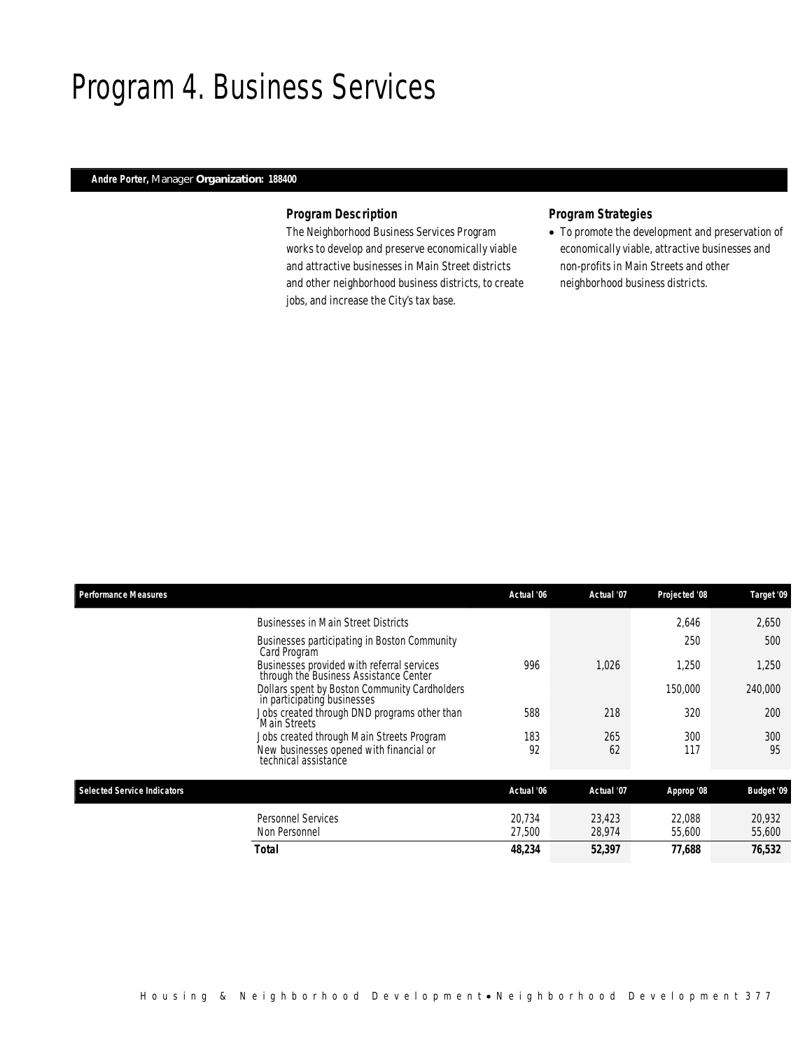# Program 4. Business Services

**Andre Porter,** Manager **Organization: 188400**

### Program Description

The Neighborhood Business Services Program works to develop and preserve economically viable and attractive businesses in Main Street districts and other neighborhood business districts, to create jobs, and increase the City's tax base.

### Program Strategies

- To promote the development and preservation of economically viable, attractive businesses and non-profits in Main Streets and other neighborhood business districts.

| Performance Measures | Actual '06 | Actual '07 | Projected '08 | Target '09 |
|---|---|---|---|---|
| Businesses in Main Street Districts | | | 2,646 | 2,650 |
| Businesses participating in Boston Community Card Program | | | 250 | 500 |
| Businesses provided with referral services through the Business Assistance Center | 996 | 1,026 | 1,250 | 1,250 |
| Dollars spent by Boston Community Cardholders in participating businesses | | | 150,000 | 240,000 |
| Jobs created through DND programs other than Main Streets | 588 | 218 | 320 | 200 |
| Jobs created through Main Streets Program | 183 | 265 | 300 | 300 |
| New businesses opened with financial or technical assistance | 92 | 62 | 117 | 95 |

| Selected Service Indicators | Actual '06 | Actual '07 | Approp '08 | Budget '09 |
|---|---|---|---|---|
| Personnel Services | 20,734 | 23,423 | 22,088 | 20,932 |
| Non Personnel | 27,500 | 28,974 | 55,600 | 55,600 |
| **Total** | **48,234** | **52,397** | **77,688** | **76,532** |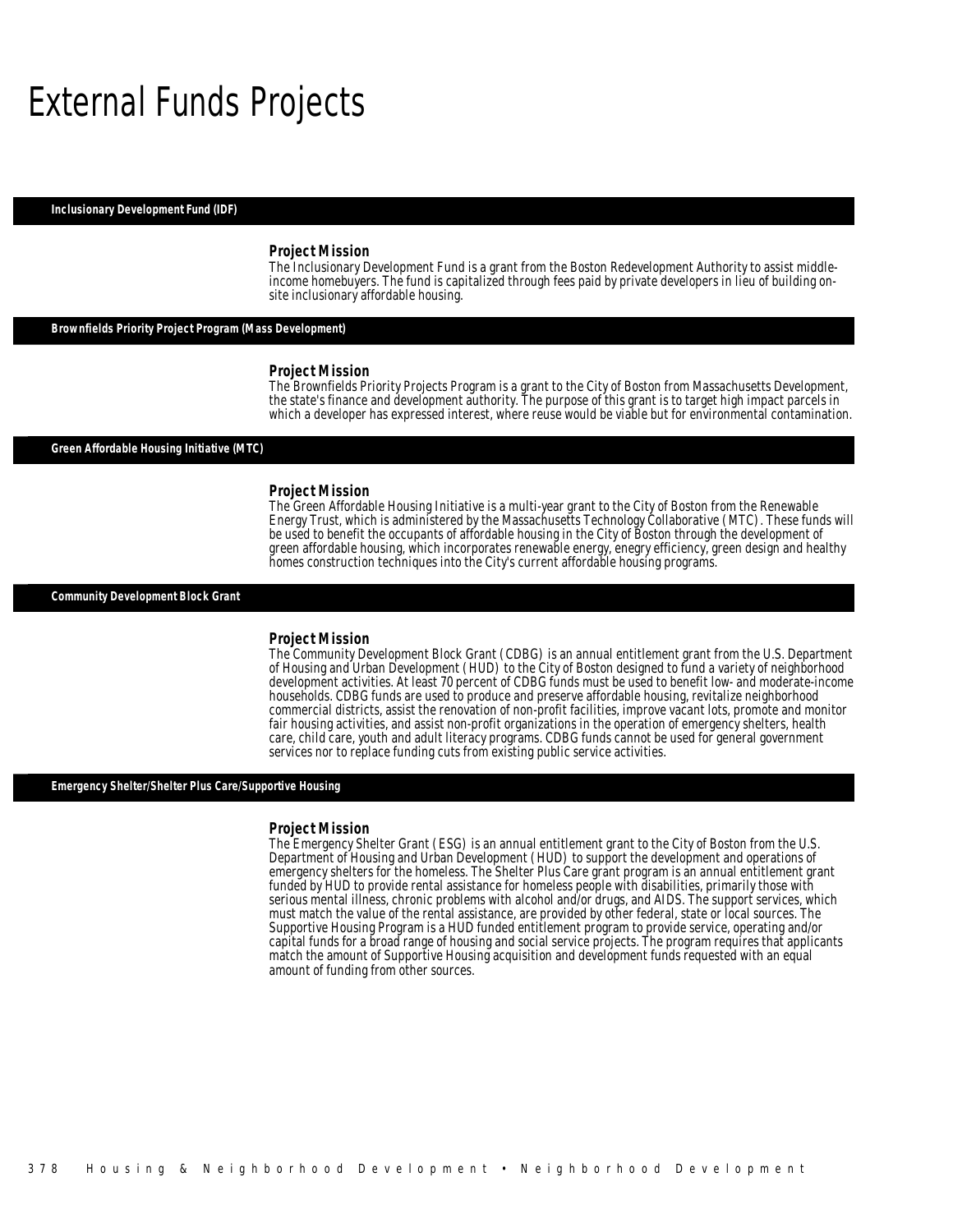# External Funds Projects

## Inclusionary Development Fund (IDF)

### Project Mission

The Inclusionary Development Fund is a grant from the Boston Redevelopment Authority to assist middle-income homebuyers. The fund is capitalized through fees paid by private developers in lieu of building on-site inclusionary affordable housing.

## Brownfields Priority Project Program (Mass Development)

### Project Mission

The Brownfields Priority Projects Program is a grant to the City of Boston from Massachusetts Development, the state's finance and development authority. The purpose of this grant is to target high impact parcels in which a developer has expressed interest, where reuse would be viable but for environmental contamination.

## Green Affordable Housing Initiative (MTC)

### Project Mission

The Green Affordable Housing Initiative is a multi-year grant to the City of Boston from the Renewable Energy Trust, which is administered by the Massachusetts Technology Collaborative (MTC). These funds will be used to benefit the occupants of affordable housing in the City of Boston through the development of green affordable housing, which incorporates renewable energy, enegry efficiency, green design and healthy homes construction techniques into the City's current affordable housing programs.

## Community Development Block Grant

### Project Mission

The Community Development Block Grant (CDBG) is an annual entitlement grant from the U.S. Department of Housing and Urban Development (HUD) to the City of Boston designed to fund a variety of neighborhood development activities. At least 70 percent of CDBG funds must be used to benefit low- and moderate-income households. CDBG funds are used to produce and preserve affordable housing, revitalize neighborhood commercial districts, assist the renovation of non-profit facilities, improve vacant lots, promote and monitor fair housing activities, and assist non-profit organizations in the operation of emergency shelters, health care, child care, youth and adult literacy programs. CDBG funds cannot be used for general government services nor to replace funding cuts from existing public service activities.

## Emergency Shelter/Shelter Plus Care/Supportive Housing

### Project Mission

The Emergency Shelter Grant (ESG) is an annual entitlement grant to the City of Boston from the U.S. Department of Housing and Urban Development (HUD) to support the development and operations of emergency shelters for the homeless. The Shelter Plus Care grant program is an annual entitlement grant funded by HUD to provide rental assistance for homeless people with disabilities, primarily those with serious mental illness, chronic problems with alcohol and/or drugs, and AIDS. The support services, which must match the value of the rental assistance, are provided by other federal, state or local sources. The Supportive Housing Program is a HUD funded entitlement program to provide service, operating and/or capital funds for a broad range of housing and social service projects. The program requires that applicants match the amount of Supportive Housing acquisition and development funds requested with an equal amount of funding from other sources.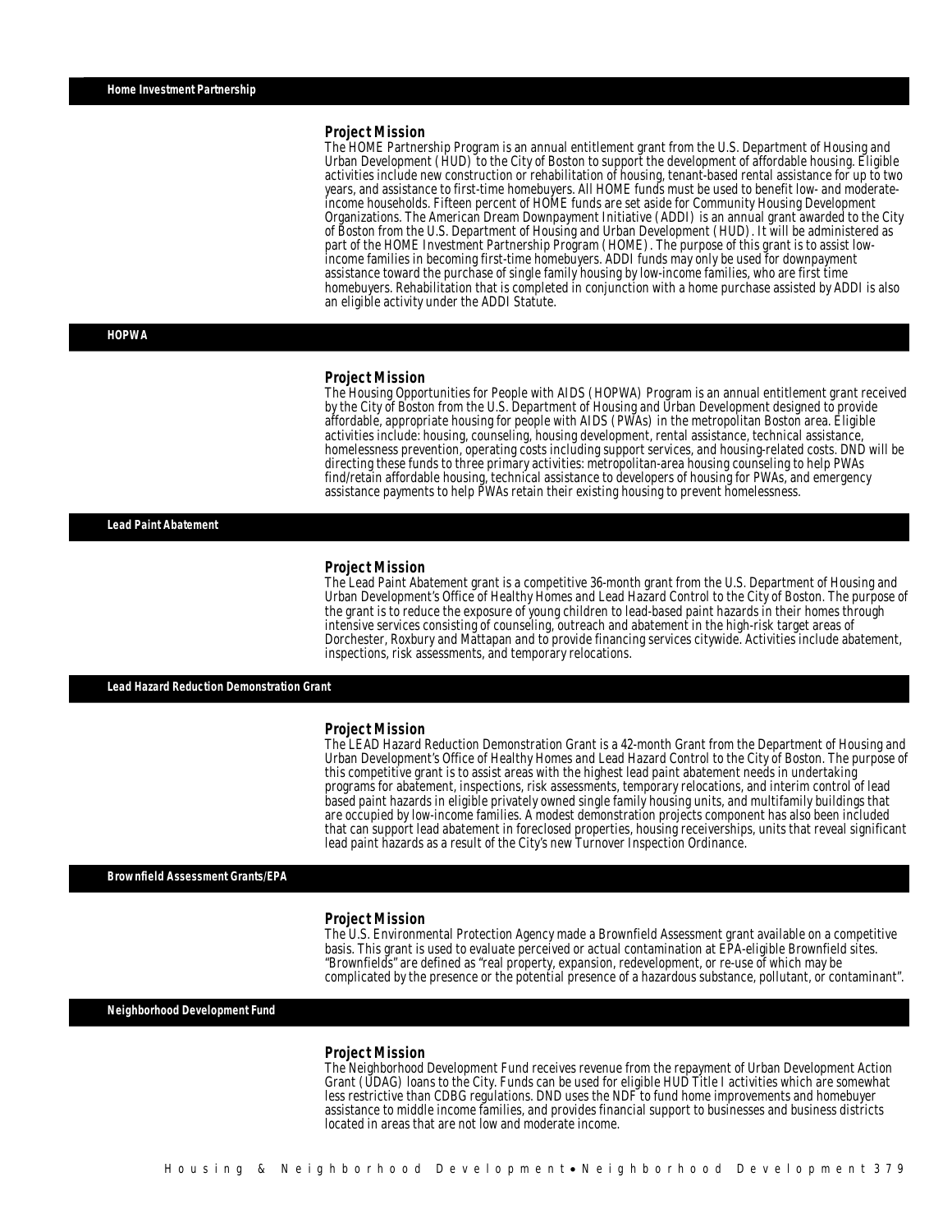## Home Investment Partnership

### Project Mission

The HOME Partnership Program is an annual entitlement grant from the U.S. Department of Housing and Urban Development (HUD) to the City of Boston to support the development of affordable housing. Eligible activities include new construction or rehabilitation of housing, tenant-based rental assistance for up to two years, and assistance to first-time homebuyers. All HOME funds must be used to benefit low- and moderate-income households. Fifteen percent of HOME funds are set aside for Community Housing Development Organizations. The American Dream Downpayment Initiative (ADDI) is an annual grant awarded to the City of Boston from the U.S. Department of Housing and Urban Development (HUD). It will be administered as part of the HOME Investment Partnership Program (HOME). The purpose of this grant is to assist low-income families in becoming first-time homebuyers. ADDI funds may only be used for downpayment assistance toward the purchase of single family housing by low-income families, who are first time homebuyers. Rehabilitation that is completed in conjunction with a home purchase assisted by ADDI is also an eligible activity under the ADDI Statute.

## HOPWA

### Project Mission

The Housing Opportunities for People with AIDS (HOPWA) Program is an annual entitlement grant received by the City of Boston from the U.S. Department of Housing and Urban Development designed to provide affordable, appropriate housing for people with AIDS (PWAs) in the metropolitan Boston area. Eligible activities include: housing, counseling, housing development, rental assistance, technical assistance, homelessness prevention, operating costs including support services, and housing-related costs. DND will be directing these funds to three primary activities: metropolitan-area housing counseling to help PWAs find/retain affordable housing, technical assistance to developers of housing for PWAs, and emergency assistance payments to help PWAs retain their existing housing to prevent homelessness.

## Lead Paint Abatement

### Project Mission

The Lead Paint Abatement grant is a competitive 36-month grant from the U.S. Department of Housing and Urban Development's Office of Healthy Homes and Lead Hazard Control to the City of Boston. The purpose of the grant is to reduce the exposure of young children to lead-based paint hazards in their homes through intensive services consisting of counseling, outreach and abatement in the high-risk target areas of Dorchester, Roxbury and Mattapan and to provide financing services citywide. Activities include abatement, inspections, risk assessments, and temporary relocations.

## Lead Hazard Reduction Demonstration Grant

### Project Mission

The LEAD Hazard Reduction Demonstration Grant is a 42-month Grant from the Department of Housing and Urban Development's Office of Healthy Homes and Lead Hazard Control to the City of Boston. The purpose of this competitive grant is to assist areas with the highest lead paint abatement needs in undertaking programs for abatement, inspections, risk assessments, temporary relocations, and interim control of lead based paint hazards in eligible privately owned single family housing units, and multifamily buildings that are occupied by low-income families. A modest demonstration projects component has also been included that can support lead abatement in foreclosed properties, housing receiverships, units that reveal significant lead paint hazards as a result of the City's new Turnover Inspection Ordinance.

## Brownfield Assessment Grants/EPA

### Project Mission

The U.S. Environmental Protection Agency made a Brownfield Assessment grant available on a competitive basis. This grant is used to evaluate perceived or actual contamination at EPA-eligible Brownfield sites. "Brownfields" are defined as "real property, expansion, redevelopment, or re-use of which may be complicated by the presence or the potential presence of a hazardous substance, pollutant, or contaminant".

## Neighborhood Development Fund

### Project Mission

The Neighborhood Development Fund receives revenue from the repayment of Urban Development Action Grant (UDAG) loans to the City. Funds can be used for eligible HUD Title I activities which are somewhat less restrictive than CDBG regulations. DND uses the NDF to fund home improvements and homebuyer assistance to middle income families, and provides financial support to businesses and business districts located in areas that are not low and moderate income.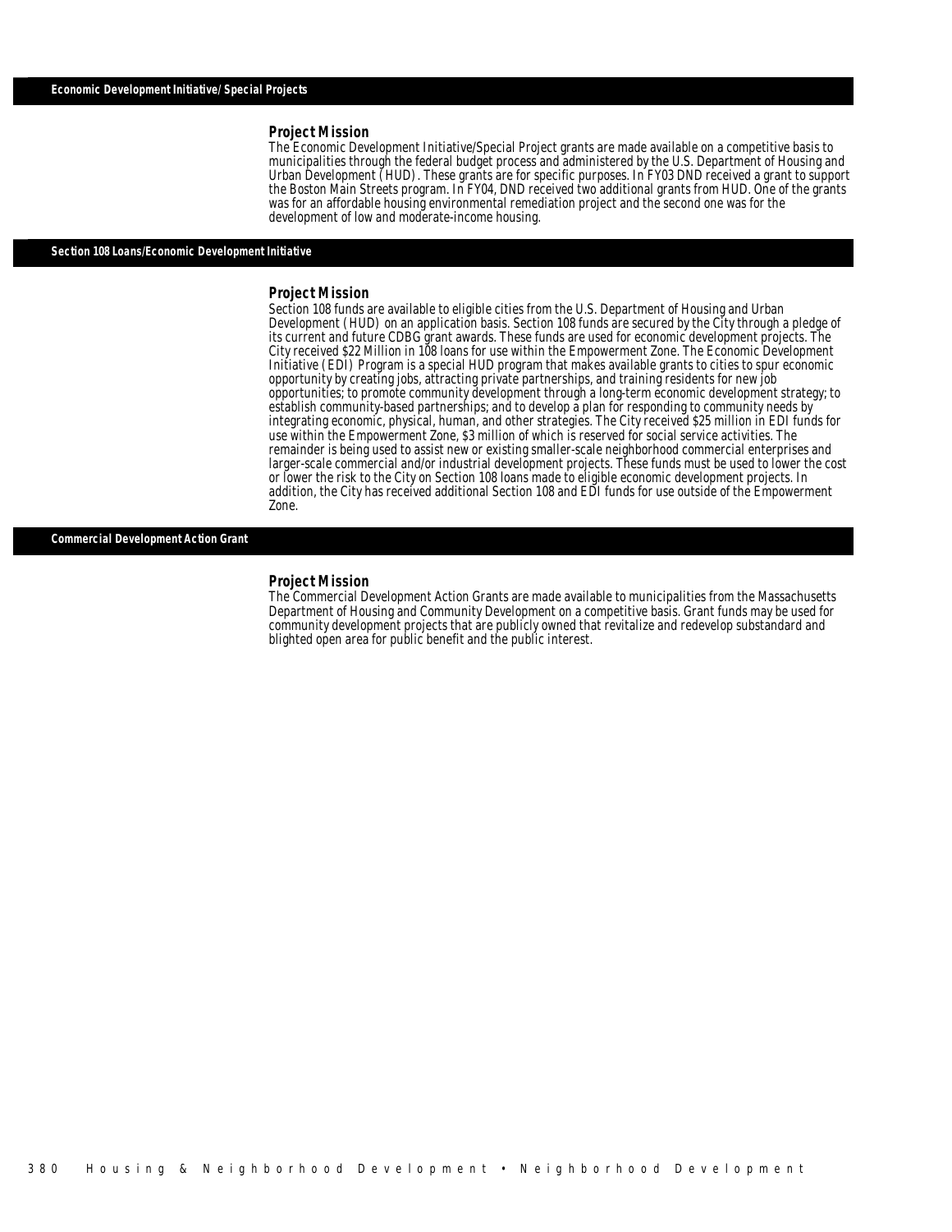## Economic Development Initiative/ Special Projects

### Project Mission

The Economic Development Initiative/Special Project grants are made available on a competitive basis to municipalities through the federal budget process and administered by the U.S. Department of Housing and Urban Development (HUD). These grants are for specific purposes. In FY03 DND received a grant to support the Boston Main Streets program. In FY04, DND received two additional grants from HUD. One of the grants was for an affordable housing environmental remediation project and the second one was for the development of low and moderate-income housing.

## Section 108 Loans/Economic Development Initiative

### Project Mission

Section 108 funds are available to eligible cities from the U.S. Department of Housing and Urban Development (HUD) on an application basis. Section 108 funds are secured by the City through a pledge of its current and future CDBG grant awards. These funds are used for economic development projects. The City received $22 Million in 108 loans for use within the Empowerment Zone. The Economic Development Initiative (EDI) Program is a special HUD program that makes available grants to cities to spur economic opportunity by creating jobs, attracting private partnerships, and training residents for new job opportunities; to promote community development through a long-term economic development strategy; to establish community-based partnerships; and to develop a plan for responding to community needs by integrating economic, physical, human, and other strategies. The City received $25 million in EDI funds for use within the Empowerment Zone, $3 million of which is reserved for social service activities. The remainder is being used to assist new or existing smaller-scale neighborhood commercial enterprises and larger-scale commercial and/or industrial development projects. These funds must be used to lower the cost or lower the risk to the City on Section 108 loans made to eligible economic development projects. In addition, the City has received additional Section 108 and EDI funds for use outside of the Empowerment Zone.

## Commercial Development Action Grant

### Project Mission

The Commercial Development Action Grants are made available to municipalities from the Massachusetts Department of Housing and Community Development on a competitive basis. Grant funds may be used for community development projects that are publicly owned that revitalize and redevelop substandard and blighted open area for public benefit and the public interest.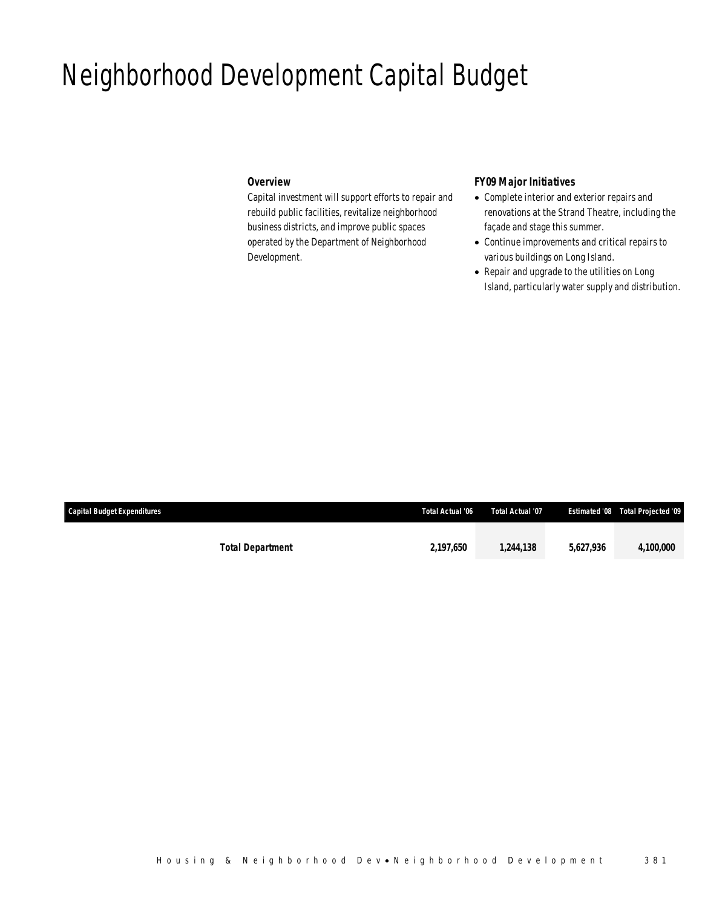# Neighborhood Development Capital Budget

### Overview

Capital investment will support efforts to repair and rebuild public facilities, revitalize neighborhood business districts, and improve public spaces operated by the Department of Neighborhood Development.

### FY09 Major Initiatives

- Complete interior and exterior repairs and renovations at the Strand Theatre, including the façade and stage this summer.
- Continue improvements and critical repairs to various buildings on Long Island.
- Repair and upgrade to the utilities on Long Island, particularly water supply and distribution.

| Capital Budget Expenditures | Total Actual '06 | Total Actual '07 | Estimated '08 | Total Projected '09 |
|---|---|---|---|---|
| **Total Department** | **2,197,650** | **1,244,138** | **5,627,936** | **4,100,000** |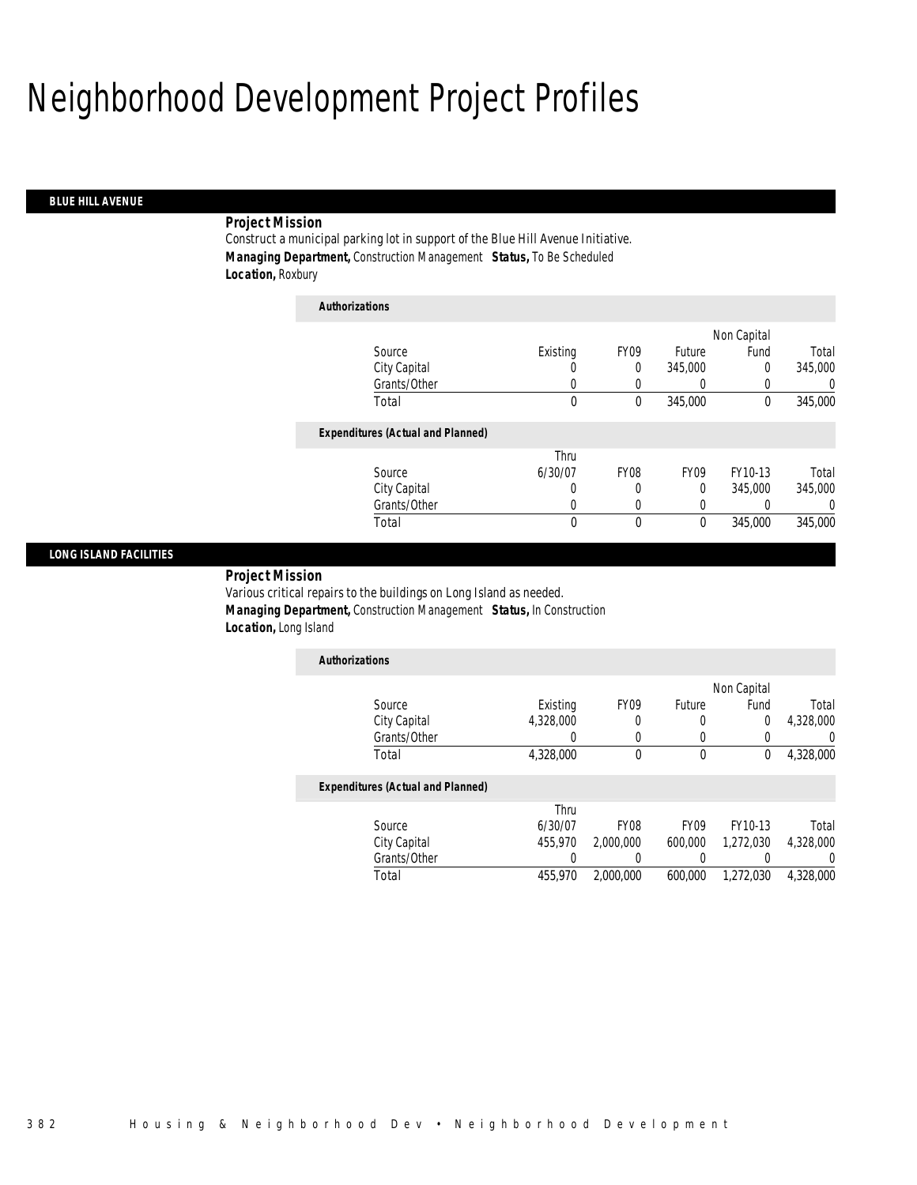# Neighborhood Development Project Profiles

## BLUE HILL AVENUE

***Project Mission***

Construct a municipal parking lot in support of the Blue Hill Avenue Initiative.

***Managing Department,*** Construction Management ***Status,*** To Be Scheduled

***Location,*** Roxbury

***Authorizations***

| Source | Existing | FY09 | Future | Non Capital Fund | Total |
|---|---|---|---|---|---|
| City Capital | 0 | 0 | 345,000 | 0 | 345,000 |
| Grants/Other | 0 | 0 | 0 | 0 | 0 |
| Total | 0 | 0 | 345,000 | 0 | 345,000 |

***Expenditures (Actual and Planned)***

| Source | Thru 6/30/07 | FY08 | FY09 | FY10-13 | Total |
|---|---|---|---|---|---|
| City Capital | 0 | 0 | 0 | 345,000 | 345,000 |
| Grants/Other | 0 | 0 | 0 | 0 | 0 |
| Total | 0 | 0 | 0 | 345,000 | 345,000 |

## LONG ISLAND FACILITIES

***Project Mission***

Various critical repairs to the buildings on Long Island as needed.

***Managing Department,*** Construction Management ***Status,*** In Construction

***Location,*** Long Island

***Authorizations***

| Source | Existing | FY09 | Future | Non Capital Fund | Total |
|---|---|---|---|---|---|
| City Capital | 4,328,000 | 0 | 0 | 0 | 4,328,000 |
| Grants/Other | 0 | 0 | 0 | 0 | 0 |
| Total | 4,328,000 | 0 | 0 | 0 | 4,328,000 |

***Expenditures (Actual and Planned)***

| Source | Thru 6/30/07 | FY08 | FY09 | FY10-13 | Total |
|---|---|---|---|---|---|
| City Capital | 455,970 | 2,000,000 | 600,000 | 1,272,030 | 4,328,000 |
| Grants/Other | 0 | 0 | 0 | 0 | 0 |
| Total | 455,970 | 2,000,000 | 600,000 | 1,272,030 | 4,328,000 |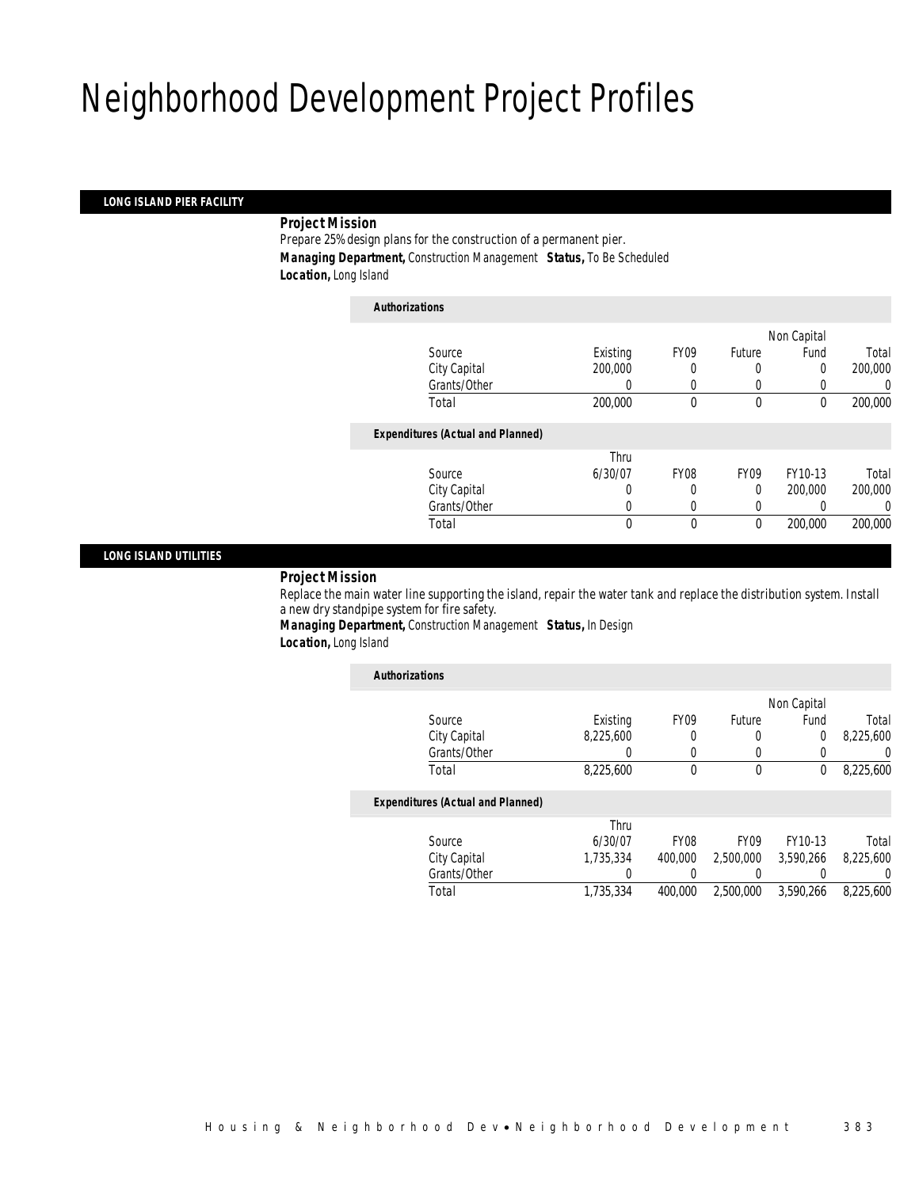# Neighborhood Development Project Profiles

## LONG ISLAND PIER FACILITY

***Project Mission***

Prepare 25% design plans for the construction of a permanent pier.

***Managing Department,*** Construction Management ***Status,*** To Be Scheduled

***Location,*** Long Island

***Authorizations***

| Source | Existing | FY09 | Future | Non Capital Fund | Total |
|---|---|---|---|---|---|
| City Capital | 200,000 | 0 | 0 | 0 | 200,000 |
| Grants/Other | 0 | 0 | 0 | 0 | 0 |
| Total | 200,000 | 0 | 0 | 0 | 200,000 |

***Expenditures (Actual and Planned)***

| Source | Thru 6/30/07 | FY08 | FY09 | FY10-13 | Total |
|---|---|---|---|---|---|
| City Capital | 0 | 0 | 0 | 200,000 | 200,000 |
| Grants/Other | 0 | 0 | 0 | 0 | 0 |
| Total | 0 | 0 | 0 | 200,000 | 200,000 |

## LONG ISLAND UTILITIES

***Project Mission***

Replace the main water line supporting the island, repair the water tank and replace the distribution system. Install a new dry standpipe system for fire safety.

***Managing Department,*** Construction Management ***Status,*** In Design

***Location,*** Long Island

***Authorizations***

| Source | Existing | FY09 | Future | Non Capital Fund | Total |
|---|---|---|---|---|---|
| City Capital | 8,225,600 | 0 | 0 | 0 | 8,225,600 |
| Grants/Other | 0 | 0 | 0 | 0 | 0 |
| Total | 8,225,600 | 0 | 0 | 0 | 8,225,600 |

***Expenditures (Actual and Planned)***

| Source | Thru 6/30/07 | FY08 | FY09 | FY10-13 | Total |
|---|---|---|---|---|---|
| City Capital | 1,735,334 | 400,000 | 2,500,000 | 3,590,266 | 8,225,600 |
| Grants/Other | 0 | 0 | 0 | 0 | 0 |
| Total | 1,735,334 | 400,000 | 2,500,000 | 3,590,266 | 8,225,600 |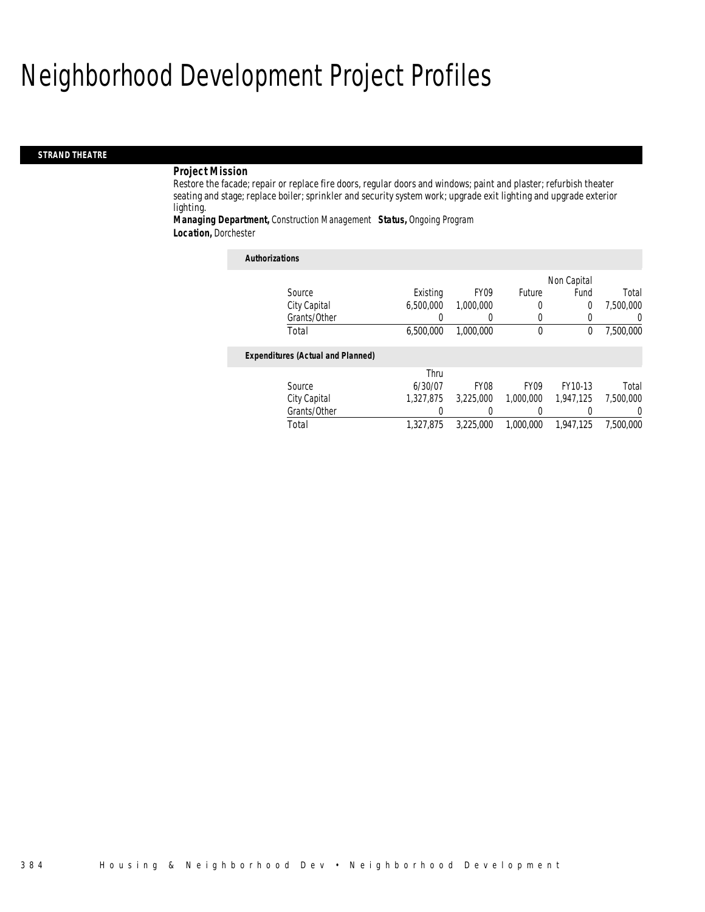# Neighborhood Development Project Profiles

## STRAND THEATRE

***Project Mission***

Restore the facade; repair or replace fire doors, regular doors and windows; paint and plaster; refurbish theater seating and stage; replace boiler; sprinkler and security system work; upgrade exit lighting and upgrade exterior lighting.

***Managing Department,*** *Construction Management* ***Status,*** *Ongoing Program*

***Location,*** *Dorchester*

***Authorizations***

| Source | Existing | FY09 | Future | Non Capital Fund | Total |
|---|---|---|---|---|---|
| City Capital | 6,500,000 | 1,000,000 | 0 | 0 | 7,500,000 |
| Grants/Other | 0 | 0 | 0 | 0 | 0 |
| Total | 6,500,000 | 1,000,000 | 0 | 0 | 7,500,000 |

***Expenditures (Actual and Planned)***

| Source | Thru 6/30/07 | FY08 | FY09 | FY10-13 | Total |
|---|---|---|---|---|---|
| City Capital | 1,327,875 | 3,225,000 | 1,000,000 | 1,947,125 | 7,500,000 |
| Grants/Other | 0 | 0 | 0 | 0 | 0 |
| Total | 1,327,875 | 3,225,000 | 1,000,000 | 1,947,125 | 7,500,000 |